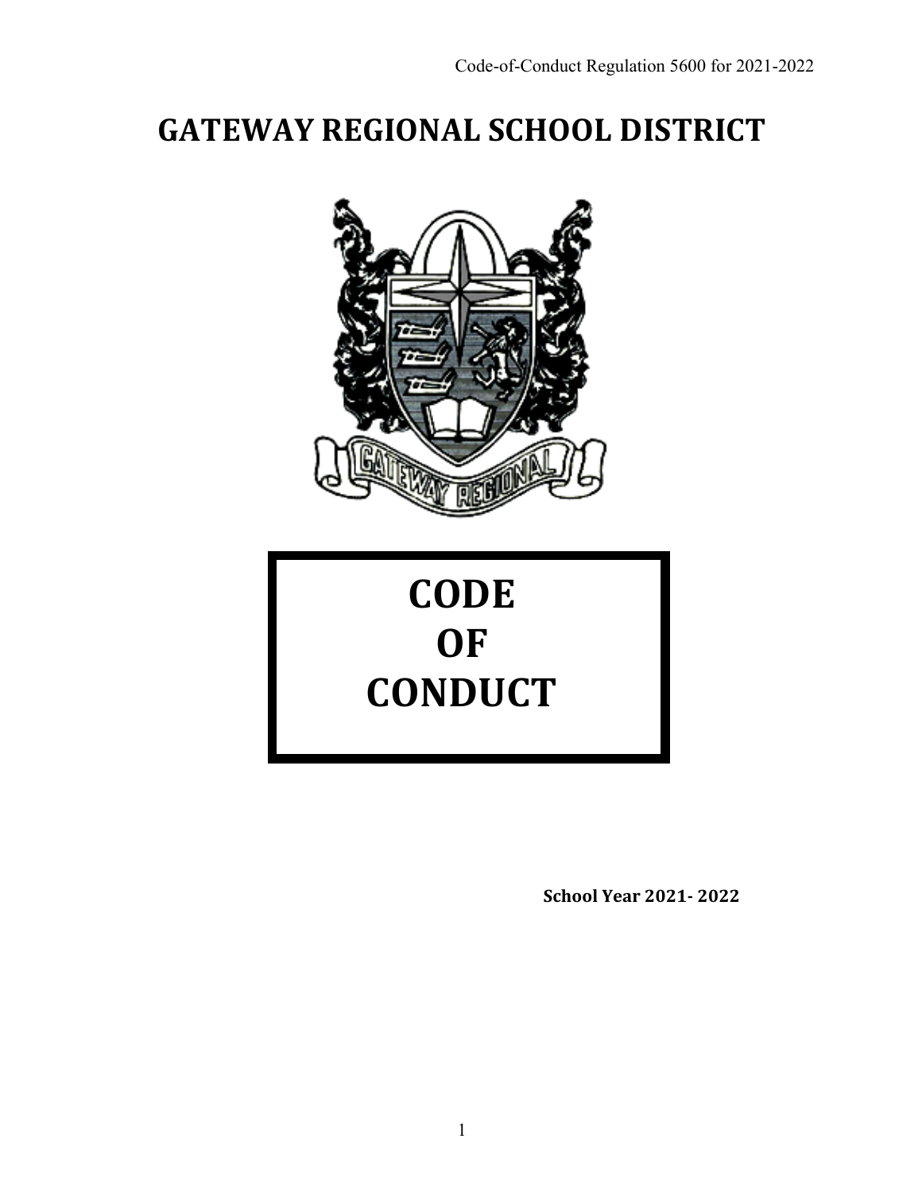# GATEWAY REGIONAL SCHOOL DISTRICT

# CODE OF CONDUCT

**School Year 2021- 2022**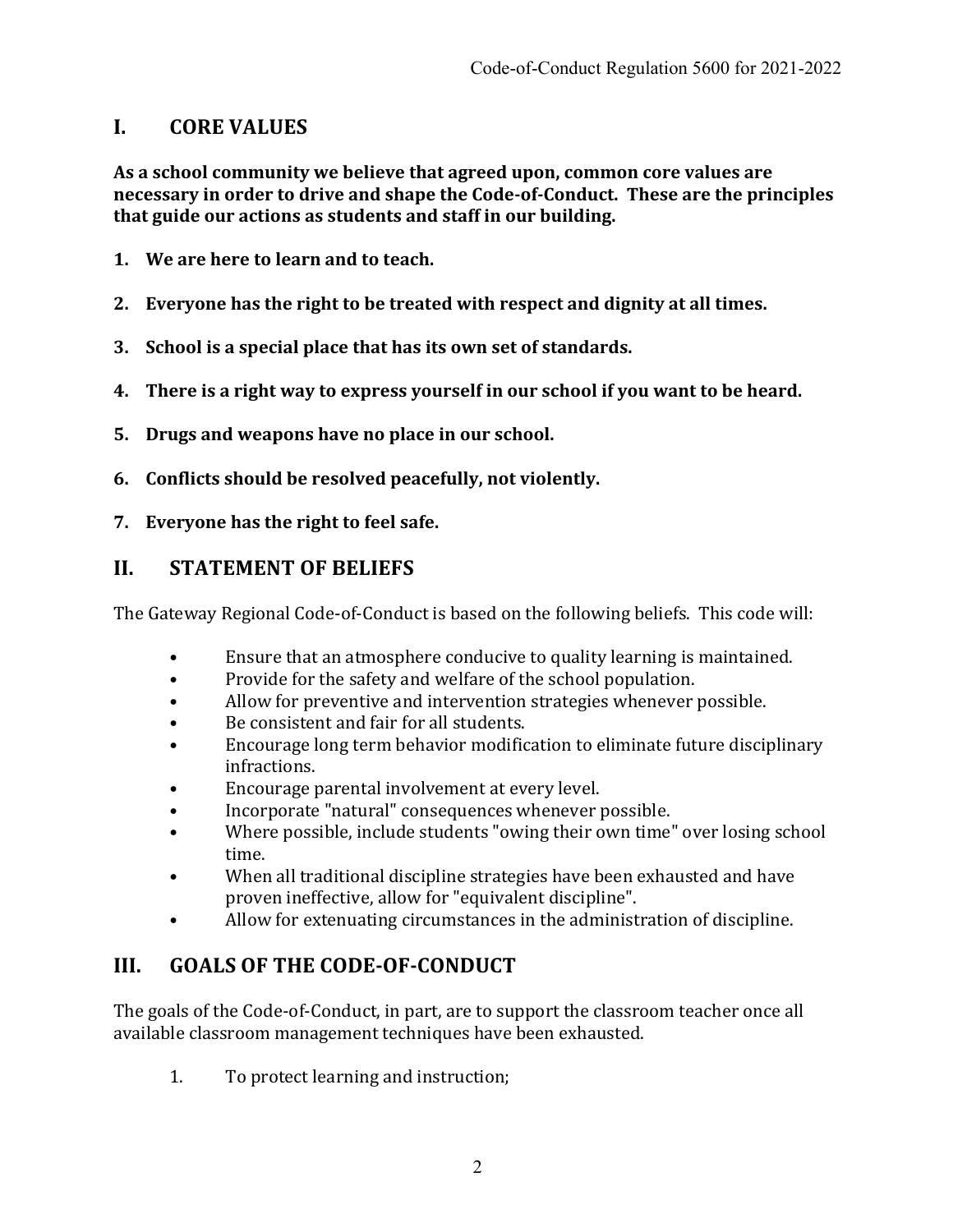## I. CORE VALUES

**As a school community we believe that agreed upon, common core values are necessary in order to drive and shape the Code-of-Conduct. These are the principles that guide our actions as students and staff in our building.**

1. **We are here to learn and to teach.**
2. **Everyone has the right to be treated with respect and dignity at all times.**
3. **School is a special place that has its own set of standards.**
4. **There is a right way to express yourself in our school if you want to be heard.**
5. **Drugs and weapons have no place in our school.**
6. **Conflicts should be resolved peacefully, not violently.**
7. **Everyone has the right to feel safe.**

## II. STATEMENT OF BELIEFS

The Gateway Regional Code-of-Conduct is based on the following beliefs. This code will:

- Ensure that an atmosphere conducive to quality learning is maintained.
- Provide for the safety and welfare of the school population.
- Allow for preventive and intervention strategies whenever possible.
- Be consistent and fair for all students.
- Encourage long term behavior modification to eliminate future disciplinary infractions.
- Encourage parental involvement at every level.
- Incorporate "natural" consequences whenever possible.
- Where possible, include students "owing their own time" over losing school time.
- When all traditional discipline strategies have been exhausted and have proven ineffective, allow for "equivalent discipline".
- Allow for extenuating circumstances in the administration of discipline.

## III. GOALS OF THE CODE-OF-CONDUCT

The goals of the Code-of-Conduct, in part, are to support the classroom teacher once all available classroom management techniques have been exhausted.

1. To protect learning and instruction;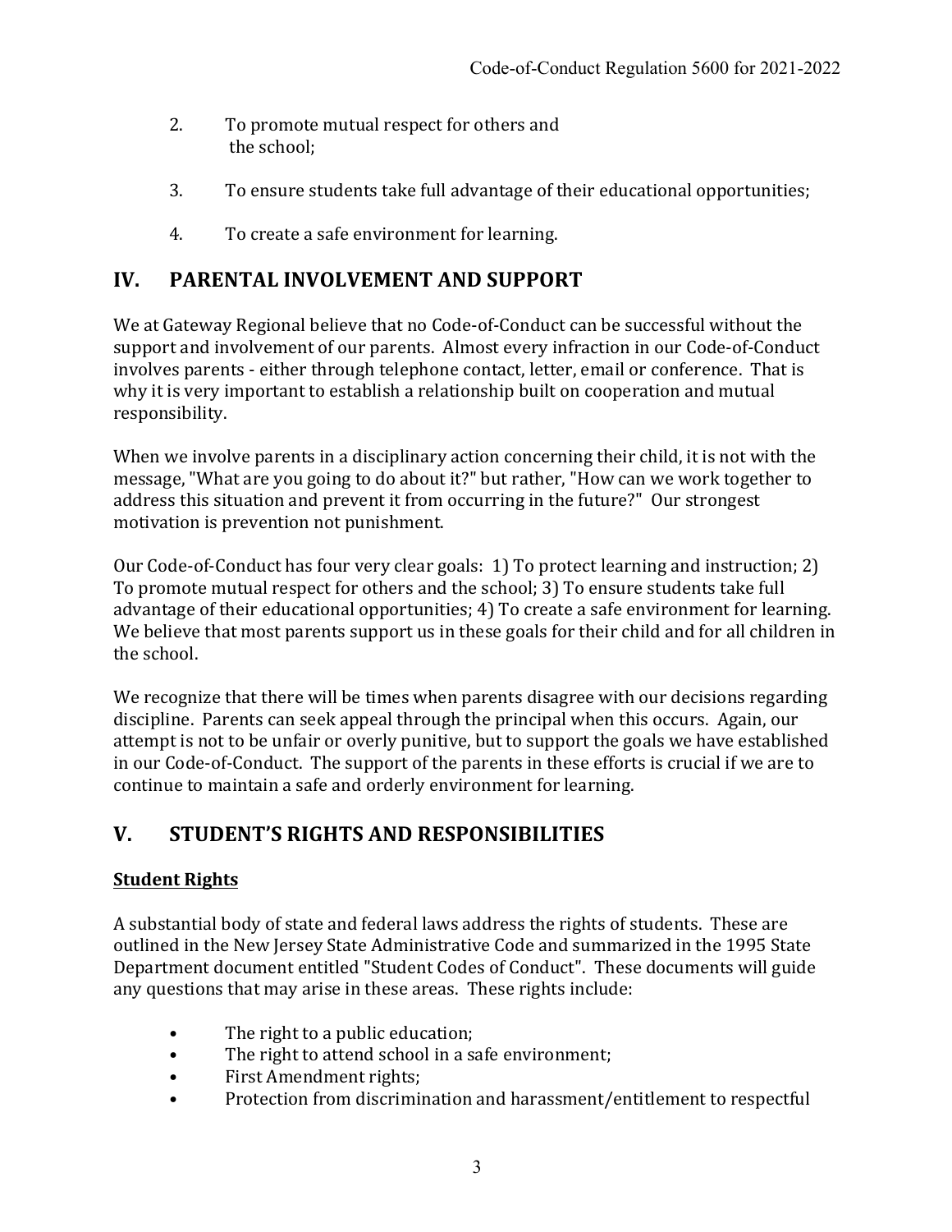2. To promote mutual respect for others and the school;

3. To ensure students take full advantage of their educational opportunities;

4. To create a safe environment for learning.

## IV. PARENTAL INVOLVEMENT AND SUPPORT

We at Gateway Regional believe that no Code-of-Conduct can be successful without the support and involvement of our parents. Almost every infraction in our Code-of-Conduct involves parents - either through telephone contact, letter, email or conference. That is why it is very important to establish a relationship built on cooperation and mutual responsibility.

When we involve parents in a disciplinary action concerning their child, it is not with the message, "What are you going to do about it?" but rather, "How can we work together to address this situation and prevent it from occurring in the future?" Our strongest motivation is prevention not punishment.

Our Code-of-Conduct has four very clear goals: 1) To protect learning and instruction; 2) To promote mutual respect for others and the school; 3) To ensure students take full advantage of their educational opportunities; 4) To create a safe environment for learning. We believe that most parents support us in these goals for their child and for all children in the school.

We recognize that there will be times when parents disagree with our decisions regarding discipline. Parents can seek appeal through the principal when this occurs. Again, our attempt is not to be unfair or overly punitive, but to support the goals we have established in our Code-of-Conduct. The support of the parents in these efforts is crucial if we are to continue to maintain a safe and orderly environment for learning.

## V. STUDENT'S RIGHTS AND RESPONSIBILITIES

**Student Rights**

A substantial body of state and federal laws address the rights of students. These are outlined in the New Jersey State Administrative Code and summarized in the 1995 State Department document entitled "Student Codes of Conduct". These documents will guide any questions that may arise in these areas. These rights include:

- The right to a public education;
- The right to attend school in a safe environment;
- First Amendment rights;
- Protection from discrimination and harassment/entitlement to respectful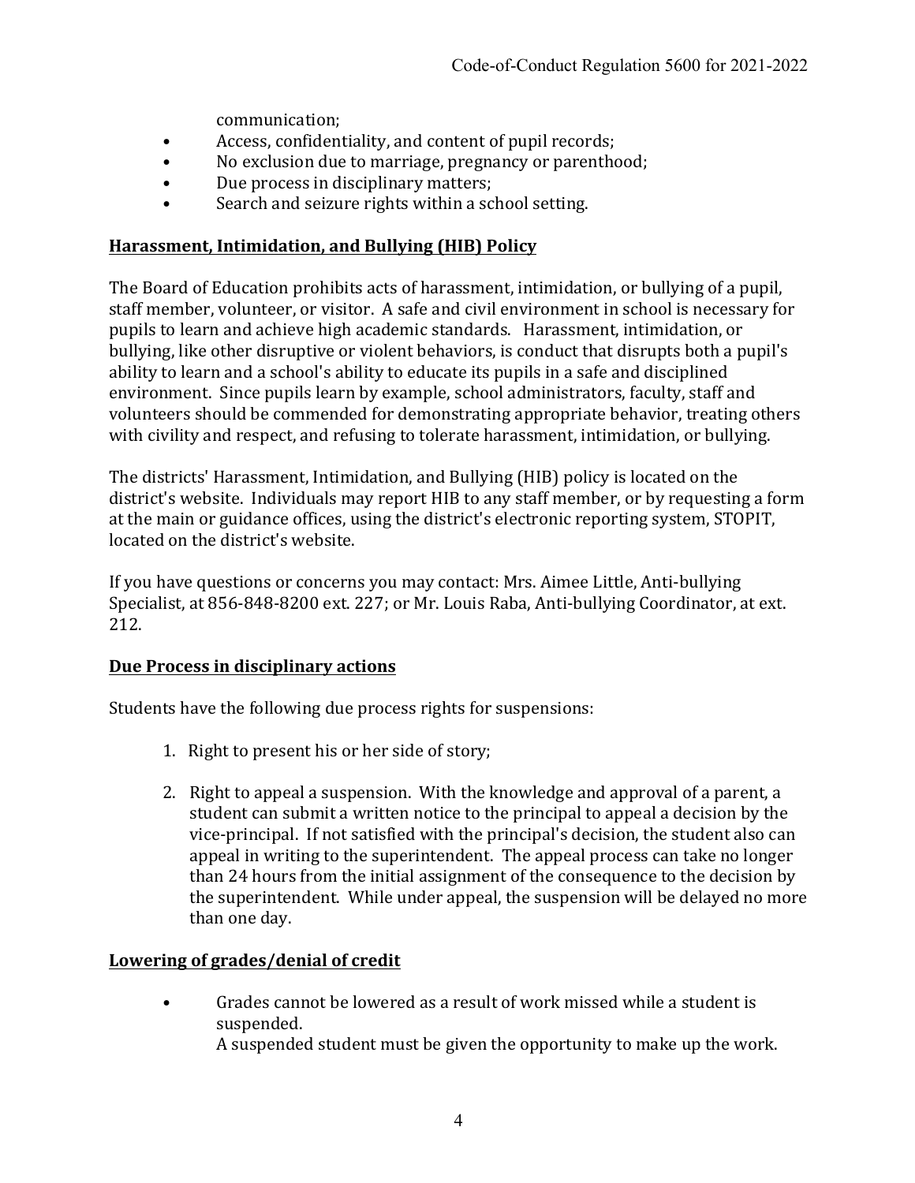communication;

- Access, confidentiality, and content of pupil records;
- No exclusion due to marriage, pregnancy or parenthood;
- Due process in disciplinary matters;
- Search and seizure rights within a school setting.

## Harassment, Intimidation, and Bullying (HIB) Policy

The Board of Education prohibits acts of harassment, intimidation, or bullying of a pupil, staff member, volunteer, or visitor. A safe and civil environment in school is necessary for pupils to learn and achieve high academic standards. Harassment, intimidation, or bullying, like other disruptive or violent behaviors, is conduct that disrupts both a pupil's ability to learn and a school's ability to educate its pupils in a safe and disciplined environment. Since pupils learn by example, school administrators, faculty, staff and volunteers should be commended for demonstrating appropriate behavior, treating others with civility and respect, and refusing to tolerate harassment, intimidation, or bullying.

The districts' Harassment, Intimidation, and Bullying (HIB) policy is located on the district's website. Individuals may report HIB to any staff member, or by requesting a form at the main or guidance offices, using the district's electronic reporting system, STOPIT, located on the district's website.

If you have questions or concerns you may contact: Mrs. Aimee Little, Anti-bullying Specialist, at 856-848-8200 ext. 227; or Mr. Louis Raba, Anti-bullying Coordinator, at ext. 212.

## Due Process in disciplinary actions

Students have the following due process rights for suspensions:

1. Right to present his or her side of story;

2. Right to appeal a suspension. With the knowledge and approval of a parent, a student can submit a written notice to the principal to appeal a decision by the vice-principal. If not satisfied with the principal's decision, the student also can appeal in writing to the superintendent. The appeal process can take no longer than 24 hours from the initial assignment of the consequence to the decision by the superintendent. While under appeal, the suspension will be delayed no more than one day.

## Lowering of grades/denial of credit

- Grades cannot be lowered as a result of work missed while a student is suspended.
  A suspended student must be given the opportunity to make up the work.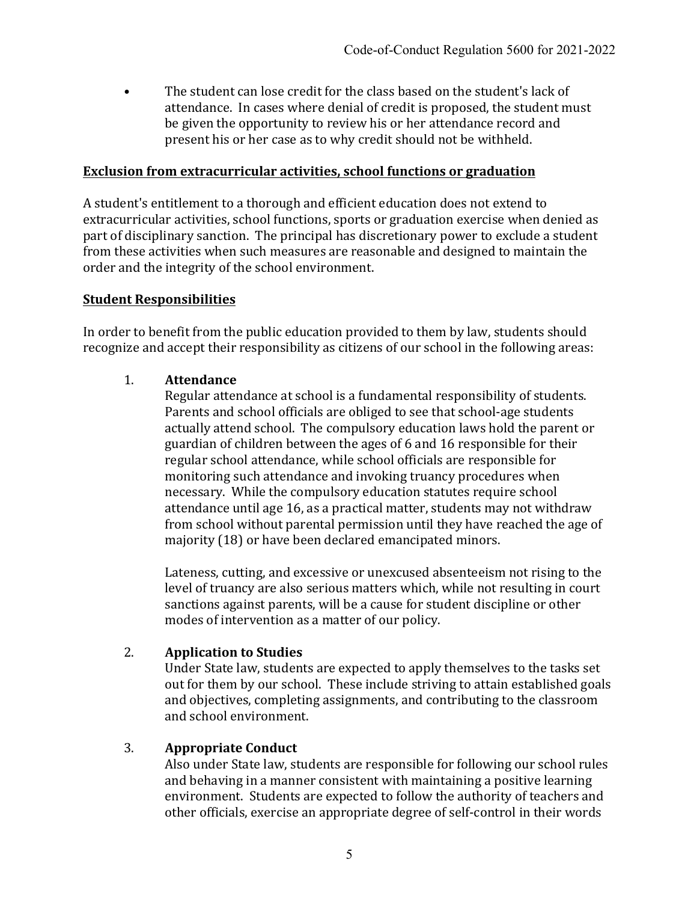- The student can lose credit for the class based on the student's lack of attendance. In cases where denial of credit is proposed, the student must be given the opportunity to review his or her attendance record and present his or her case as to why credit should not be withheld.

**Exclusion from extracurricular activities, school functions or graduation**

A student's entitlement to a thorough and efficient education does not extend to extracurricular activities, school functions, sports or graduation exercise when denied as part of disciplinary sanction. The principal has discretionary power to exclude a student from these activities when such measures are reasonable and designed to maintain the order and the integrity of the school environment.

**Student Responsibilities**

In order to benefit from the public education provided to them by law, students should recognize and accept their responsibility as citizens of our school in the following areas:

1. **Attendance**
   Regular attendance at school is a fundamental responsibility of students. Parents and school officials are obliged to see that school-age students actually attend school. The compulsory education laws hold the parent or guardian of children between the ages of 6 and 16 responsible for their regular school attendance, while school officials are responsible for monitoring such attendance and invoking truancy procedures when necessary. While the compulsory education statutes require school attendance until age 16, as a practical matter, students may not withdraw from school without parental permission until they have reached the age of majority (18) or have been declared emancipated minors.

   Lateness, cutting, and excessive or unexcused absenteeism not rising to the level of truancy are also serious matters which, while not resulting in court sanctions against parents, will be a cause for student discipline or other modes of intervention as a matter of our policy.

2. **Application to Studies**
   Under State law, students are expected to apply themselves to the tasks set out for them by our school. These include striving to attain established goals and objectives, completing assignments, and contributing to the classroom and school environment.

3. **Appropriate Conduct**
   Also under State law, students are responsible for following our school rules and behaving in a manner consistent with maintaining a positive learning environment. Students are expected to follow the authority of teachers and other officials, exercise an appropriate degree of self-control in their words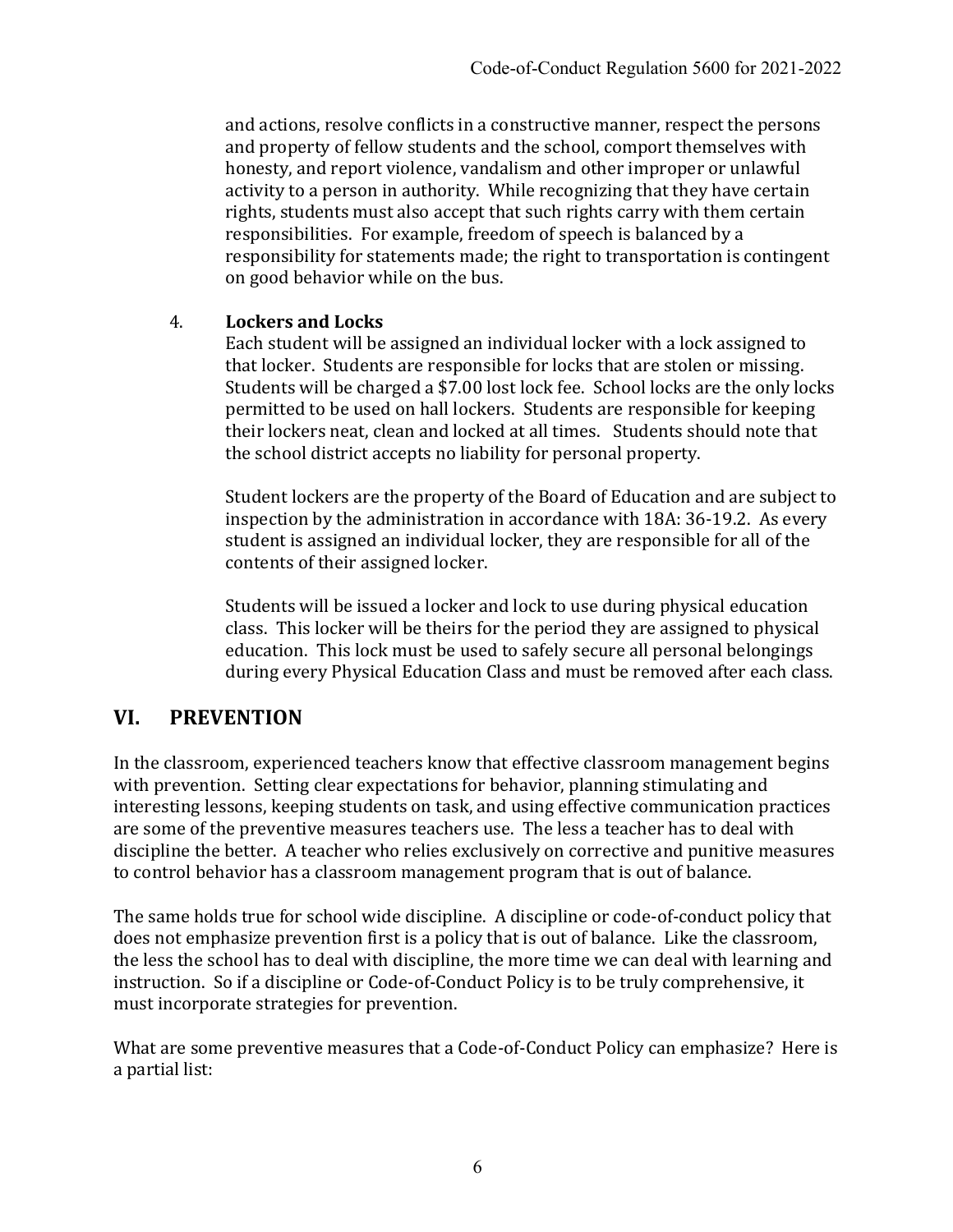and actions, resolve conflicts in a constructive manner, respect the persons and property of fellow students and the school, comport themselves with honesty, and report violence, vandalism and other improper or unlawful activity to a person in authority. While recognizing that they have certain rights, students must also accept that such rights carry with them certain responsibilities. For example, freedom of speech is balanced by a responsibility for statements made; the right to transportation is contingent on good behavior while on the bus.

4. **Lockers and Locks**

   Each student will be assigned an individual locker with a lock assigned to that locker. Students are responsible for locks that are stolen or missing. Students will be charged a $7.00 lost lock fee. School locks are the only locks permitted to be used on hall lockers. Students are responsible for keeping their lockers neat, clean and locked at all times. Students should note that the school district accepts no liability for personal property.

   Student lockers are the property of the Board of Education and are subject to inspection by the administration in accordance with 18A: 36-19.2. As every student is assigned an individual locker, they are responsible for all of the contents of their assigned locker.

   Students will be issued a locker and lock to use during physical education class. This locker will be theirs for the period they are assigned to physical education. This lock must be used to safely secure all personal belongings during every Physical Education Class and must be removed after each class.

## VI. PREVENTION

In the classroom, experienced teachers know that effective classroom management begins with prevention. Setting clear expectations for behavior, planning stimulating and interesting lessons, keeping students on task, and using effective communication practices are some of the preventive measures teachers use. The less a teacher has to deal with discipline the better. A teacher who relies exclusively on corrective and punitive measures to control behavior has a classroom management program that is out of balance.

The same holds true for school wide discipline. A discipline or code-of-conduct policy that does not emphasize prevention first is a policy that is out of balance. Like the classroom, the less the school has to deal with discipline, the more time we can deal with learning and instruction. So if a discipline or Code-of-Conduct Policy is to be truly comprehensive, it must incorporate strategies for prevention.

What are some preventive measures that a Code-of-Conduct Policy can emphasize? Here is a partial list: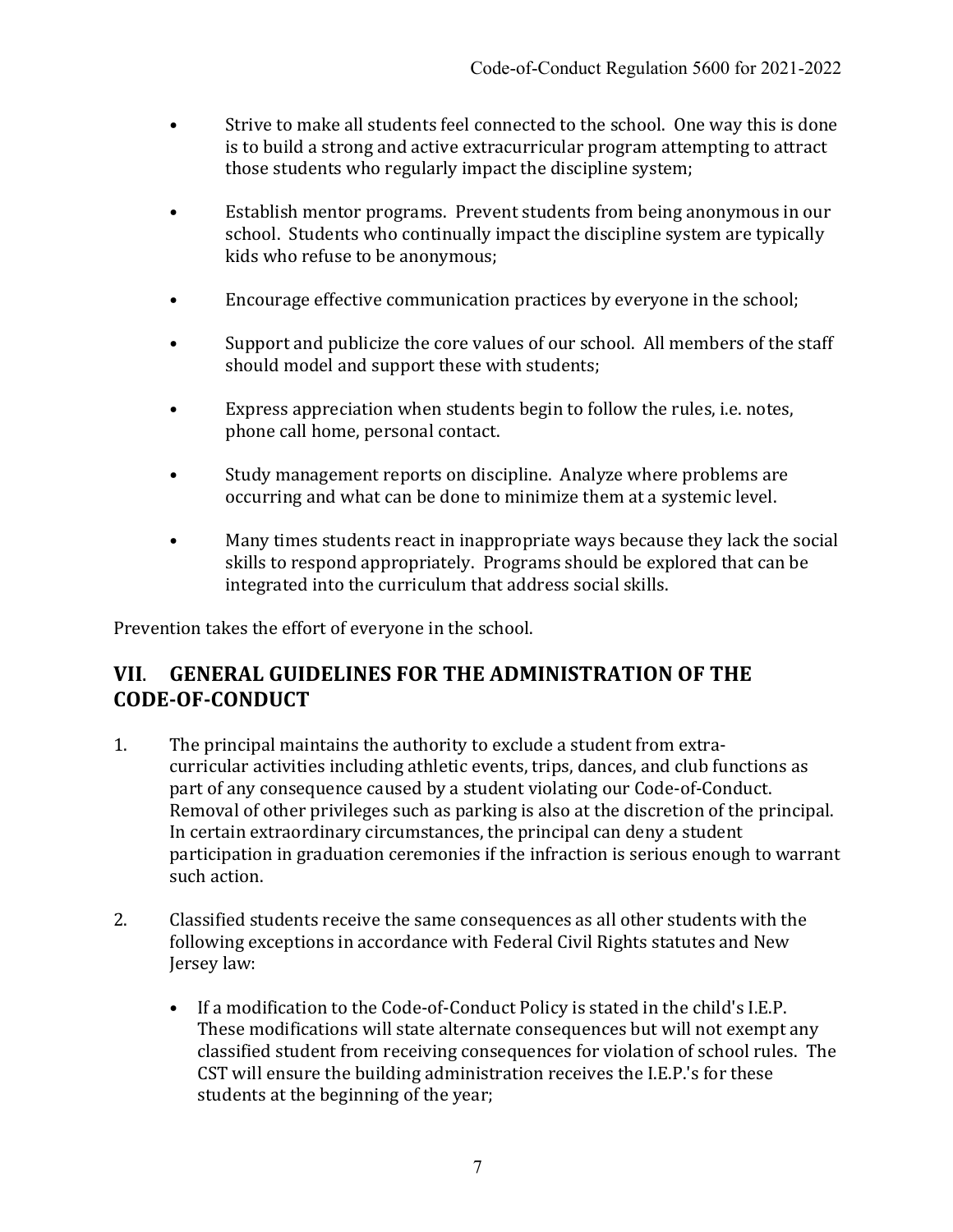- Strive to make all students feel connected to the school. One way this is done is to build a strong and active extracurricular program attempting to attract those students who regularly impact the discipline system;

- Establish mentor programs. Prevent students from being anonymous in our school. Students who continually impact the discipline system are typically kids who refuse to be anonymous;

- Encourage effective communication practices by everyone in the school;

- Support and publicize the core values of our school. All members of the staff should model and support these with students;

- Express appreciation when students begin to follow the rules, i.e. notes, phone call home, personal contact.

- Study management reports on discipline. Analyze where problems are occurring and what can be done to minimize them at a systemic level.

- Many times students react in inappropriate ways because they lack the social skills to respond appropriately. Programs should be explored that can be integrated into the curriculum that address social skills.

Prevention takes the effort of everyone in the school.

## VII. GENERAL GUIDELINES FOR THE ADMINISTRATION OF THE CODE-OF-CONDUCT

1. The principal maintains the authority to exclude a student from extra-curricular activities including athletic events, trips, dances, and club functions as part of any consequence caused by a student violating our Code-of-Conduct. Removal of other privileges such as parking is also at the discretion of the principal. In certain extraordinary circumstances, the principal can deny a student participation in graduation ceremonies if the infraction is serious enough to warrant such action.

2. Classified students receive the same consequences as all other students with the following exceptions in accordance with Federal Civil Rights statutes and New Jersey law:

   - If a modification to the Code-of-Conduct Policy is stated in the child's I.E.P. These modifications will state alternate consequences but will not exempt any classified student from receiving consequences for violation of school rules. The CST will ensure the building administration receives the I.E.P.'s for these students at the beginning of the year;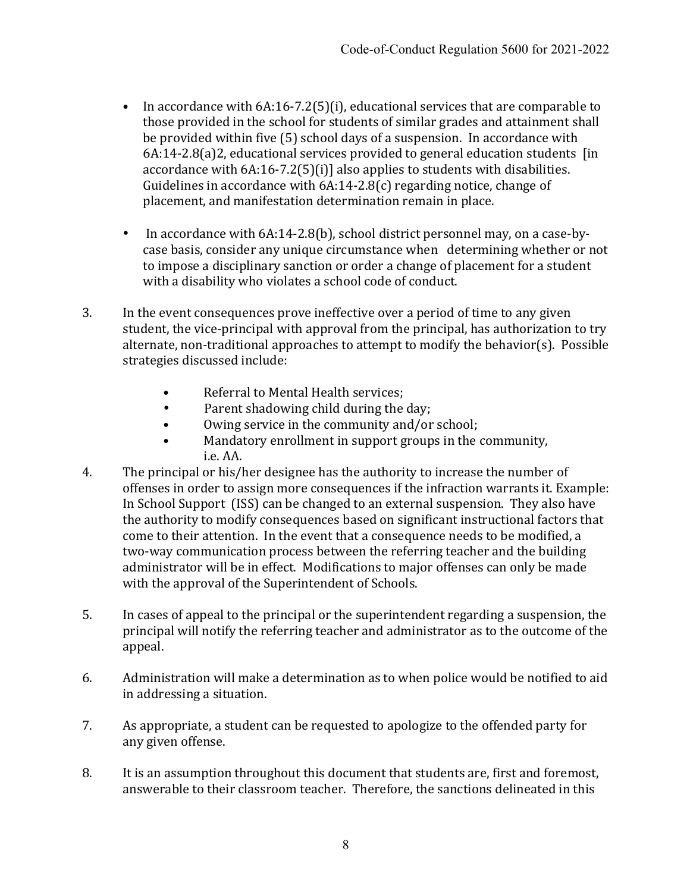- In accordance with 6A:16-7.2(5)(i), educational services that are comparable to those provided in the school for students of similar grades and attainment shall be provided within five (5) school days of a suspension. In accordance with 6A:14-2.8(a)2, educational services provided to general education students [in accordance with 6A:16-7.2(5)(i)] also applies to students with disabilities. Guidelines in accordance with 6A:14-2.8(c) regarding notice, change of placement, and manifestation determination remain in place.

- In accordance with 6A:14-2.8(b), school district personnel may, on a case-by-case basis, consider any unique circumstance when determining whether or not to impose a disciplinary sanction or order a change of placement for a student with a disability who violates a school code of conduct.

3. In the event consequences prove ineffective over a period of time to any given student, the vice-principal with approval from the principal, has authorization to try alternate, non-traditional approaches to attempt to modify the behavior(s). Possible strategies discussed include:

    - Referral to Mental Health services;
    - Parent shadowing child during the day;
    - Owing service in the community and/or school;
    - Mandatory enrollment in support groups in the community, i.e. AA.

4. The principal or his/her designee has the authority to increase the number of offenses in order to assign more consequences if the infraction warrants it. Example: In School Support (ISS) can be changed to an external suspension. They also have the authority to modify consequences based on significant instructional factors that come to their attention. In the event that a consequence needs to be modified, a two-way communication process between the referring teacher and the building administrator will be in effect. Modifications to major offenses can only be made with the approval of the Superintendent of Schools.

5. In cases of appeal to the principal or the superintendent regarding a suspension, the principal will notify the referring teacher and administrator as to the outcome of the appeal.

6. Administration will make a determination as to when police would be notified to aid in addressing a situation.

7. As appropriate, a student can be requested to apologize to the offended party for any given offense.

8. It is an assumption throughout this document that students are, first and foremost, answerable to their classroom teacher. Therefore, the sanctions delineated in this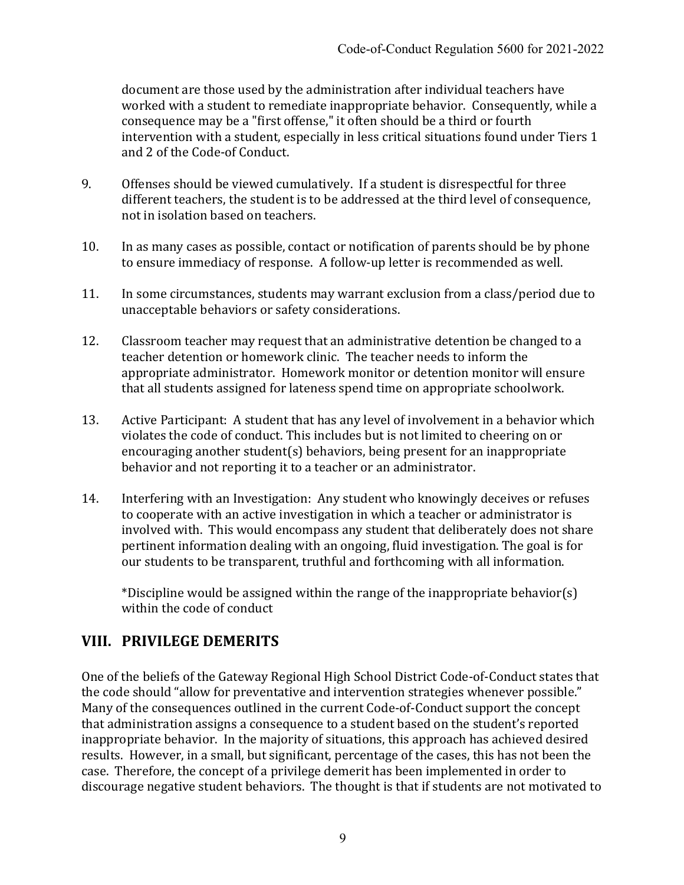document are those used by the administration after individual teachers have worked with a student to remediate inappropriate behavior. Consequently, while a consequence may be a "first offense," it often should be a third or fourth intervention with a student, especially in less critical situations found under Tiers 1 and 2 of the Code-of Conduct.

9. Offenses should be viewed cumulatively. If a student is disrespectful for three different teachers, the student is to be addressed at the third level of consequence, not in isolation based on teachers.

10. In as many cases as possible, contact or notification of parents should be by phone to ensure immediacy of response. A follow-up letter is recommended as well.

11. In some circumstances, students may warrant exclusion from a class/period due to unacceptable behaviors or safety considerations.

12. Classroom teacher may request that an administrative detention be changed to a teacher detention or homework clinic. The teacher needs to inform the appropriate administrator. Homework monitor or detention monitor will ensure that all students assigned for lateness spend time on appropriate schoolwork.

13. Active Participant: A student that has any level of involvement in a behavior which violates the code of conduct. This includes but is not limited to cheering on or encouraging another student(s) behaviors, being present for an inappropriate behavior and not reporting it to a teacher or an administrator.

14. Interfering with an Investigation: Any student who knowingly deceives or refuses to cooperate with an active investigation in which a teacher or administrator is involved with. This would encompass any student that deliberately does not share pertinent information dealing with an ongoing, fluid investigation. The goal is for our students to be transparent, truthful and forthcoming with all information.

    *Discipline would be assigned within the range of the inappropriate behavior(s) within the code of conduct

## VIII. PRIVILEGE DEMERITS

One of the beliefs of the Gateway Regional High School District Code-of-Conduct states that the code should "allow for preventative and intervention strategies whenever possible." Many of the consequences outlined in the current Code-of-Conduct support the concept that administration assigns a consequence to a student based on the student's reported inappropriate behavior. In the majority of situations, this approach has achieved desired results. However, in a small, but significant, percentage of the cases, this has not been the case. Therefore, the concept of a privilege demerit has been implemented in order to discourage negative student behaviors. The thought is that if students are not motivated to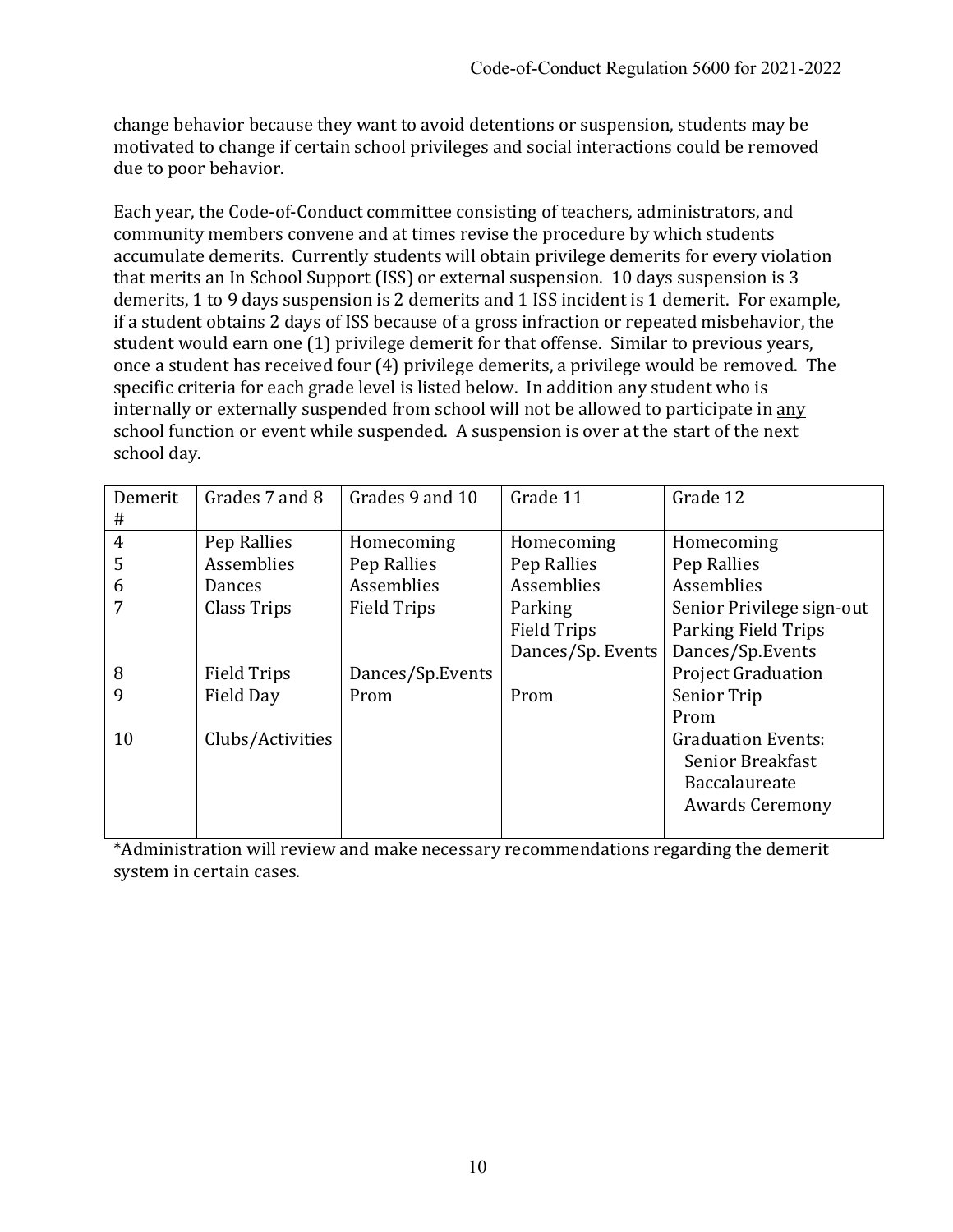change behavior because they want to avoid detentions or suspension, students may be motivated to change if certain school privileges and social interactions could be removed due to poor behavior.

Each year, the Code-of-Conduct committee consisting of teachers, administrators, and community members convene and at times revise the procedure by which students accumulate demerits. Currently students will obtain privilege demerits for every violation that merits an In School Support (ISS) or external suspension. 10 days suspension is 3 demerits, 1 to 9 days suspension is 2 demerits and 1 ISS incident is 1 demerit. For example, if a student obtains 2 days of ISS because of a gross infraction or repeated misbehavior, the student would earn one (1) privilege demerit for that offense. Similar to previous years, once a student has received four (4) privilege demerits, a privilege would be removed. The specific criteria for each grade level is listed below. In addition any student who is internally or externally suspended from school will not be allowed to participate in <u>any</u> school function or event while suspended. A suspension is over at the start of the next school day.

| Demerit # | Grades 7 and 8 | Grades 9 and 10 | Grade 11 | Grade 12 |
|---|---|---|---|---|
| 4 | Pep Rallies | Homecoming | Homecoming | Homecoming |
| 5 | Assemblies | Pep Rallies | Pep Rallies | Pep Rallies |
| 6 | Dances | Assemblies | Assemblies | Assemblies |
| 7 | Class Trips | Field Trips | Parking<br>Field Trips<br>Dances/Sp. Events | Senior Privilege sign-out<br>Parking Field Trips<br>Dances/Sp.Events |
| 8 | Field Trips | Dances/Sp.Events | | Project Graduation |
| 9 | Field Day | Prom | Prom | Senior Trip<br>Prom |
| 10 | Clubs/Activities | | | Graduation Events:<br>Senior Breakfast<br>Baccalaureate<br>Awards Ceremony |

*Administration will review and make necessary recommendations regarding the demerit system in certain cases.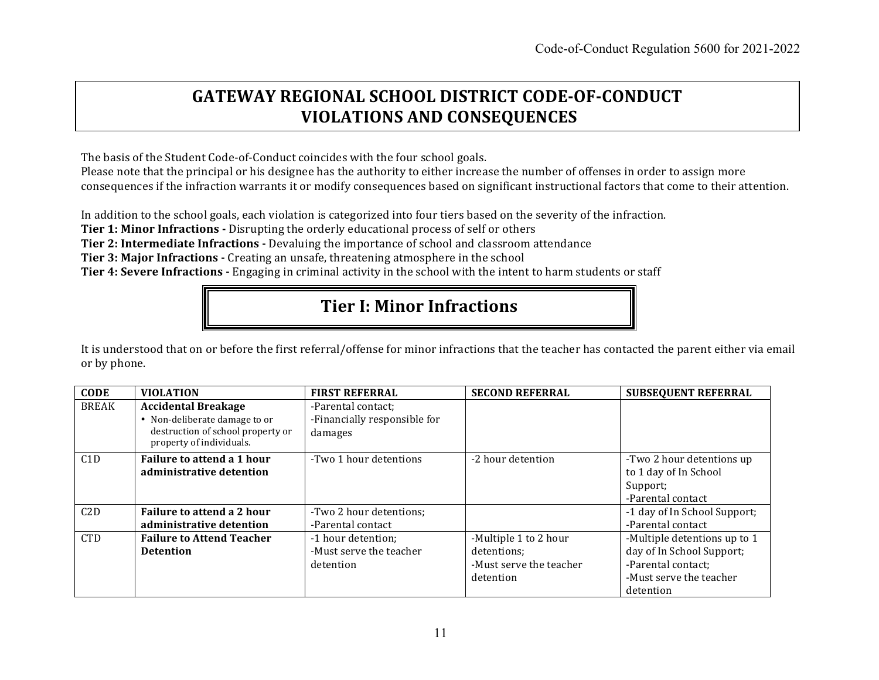# GATEWAY REGIONAL SCHOOL DISTRICT CODE-OF-CONDUCT VIOLATIONS AND CONSEQUENCES

The basis of the Student Code-of-Conduct coincides with the four school goals.
Please note that the principal or his designee has the authority to either increase the number of offenses in order to assign more consequences if the infraction warrants it or modify consequences based on significant instructional factors that come to their attention.

In addition to the school goals, each violation is categorized into four tiers based on the severity of the infraction.
**Tier 1: Minor Infractions -** Disrupting the orderly educational process of self or others
**Tier 2: Intermediate Infractions -** Devaluing the importance of school and classroom attendance
**Tier 3: Major Infractions -** Creating an unsafe, threatening atmosphere in the school
**Tier 4: Severe Infractions -** Engaging in criminal activity in the school with the intent to harm students or staff

## Tier I: Minor Infractions

It is understood that on or before the first referral/offense for minor infractions that the teacher has contacted the parent either via email or by phone.

| CODE | VIOLATION | FIRST REFERRAL | SECOND REFERRAL | SUBSEQUENT REFERRAL |
|---|---|---|---|---|
| BREAK | **Accidental Breakage**<br>• Non-deliberate damage to or destruction of school property or property of individuals. | -Parental contact;<br>-Financially responsible for damages | | |
| C1D | **Failure to attend a 1 hour administrative detention** | -Two 1 hour detentions | -2 hour detention | -Two 2 hour detentions up to 1 day of In School Support;<br>-Parental contact |
| C2D | **Failure to attend a 2 hour administrative detention** | -Two 2 hour detentions;<br>-Parental contact | | -1 day of In School Support;<br>-Parental contact |
| CTD | **Failure to Attend Teacher Detention** | -1 hour detention;<br>-Must serve the teacher detention | -Multiple 1 to 2 hour detentions;<br>-Must serve the teacher detention | -Multiple detentions up to 1 day of In School Support;<br>-Parental contact;<br>-Must serve the teacher detention |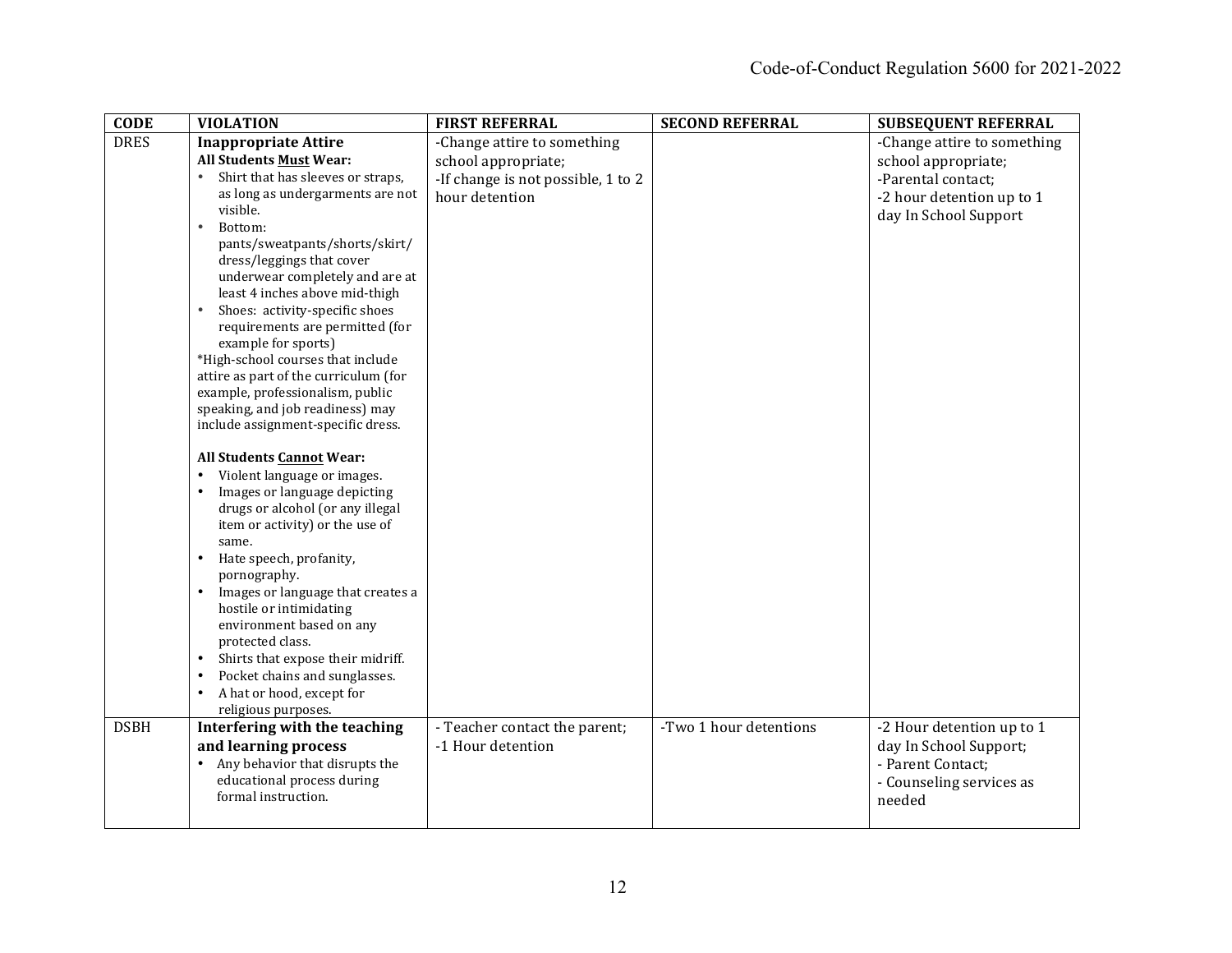| CODE | VIOLATION | FIRST REFERRAL | SECOND REFERRAL | SUBSEQUENT REFERRAL |
|---|---|---|---|---|
| DRES | **Inappropriate Attire**<br>**All Students <u>Must</u> Wear:**<br>• Shirt that has sleeves or straps, as long as undergarments are not visible.<br>• Bottom: pants/sweatpants/shorts/skirt/dress/leggings that cover underwear completely and are at least 4 inches above mid-thigh<br>• Shoes: activity-specific shoes requirements are permitted (for example for sports)<br>*High-school courses that include attire as part of the curriculum (for example, professionalism, public speaking, and job readiness) may include assignment-specific dress.<br><br>**All Students <u>Cannot</u> Wear:**<br>• Violent language or images.<br>• Images or language depicting drugs or alcohol (or any illegal item or activity) or the use of same.<br>• Hate speech, profanity, pornography.<br>• Images or language that creates a hostile or intimidating environment based on any protected class.<br>• Shirts that expose their midriff.<br>• Pocket chains and sunglasses.<br>• A hat or hood, except for religious purposes. | -Change attire to something school appropriate;<br>-If change is not possible, 1 to 2 hour detention | | -Change attire to something school appropriate;<br>-Parental contact;<br>-2 hour detention up to 1 day In School Support |
| DSBH | **Interfering with the teaching and learning process**<br>• Any behavior that disrupts the educational process during formal instruction. | - Teacher contact the parent;<br>-1 Hour detention | -Two 1 hour detentions | -2 Hour detention up to 1 day In School Support;<br>- Parent Contact;<br>- Counseling services as needed |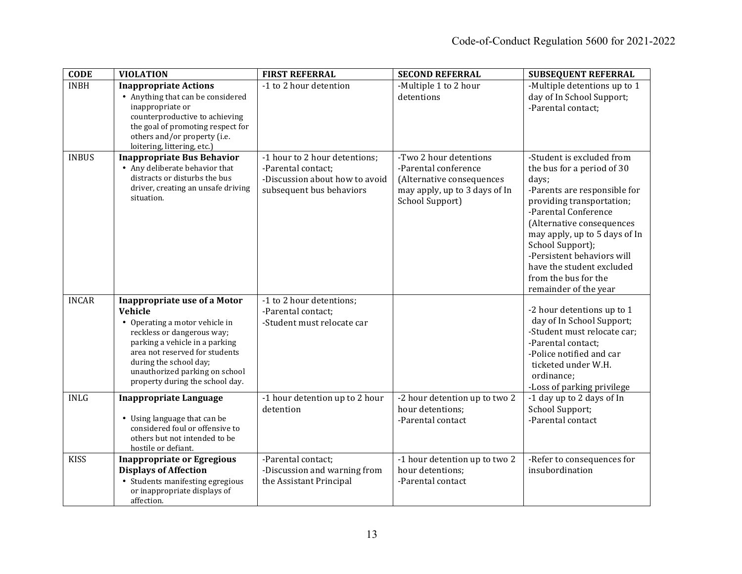| CODE | VIOLATION | FIRST REFERRAL | SECOND REFERRAL | SUBSEQUENT REFERRAL |
|---|---|---|---|---|
| INBH | **Inappropriate Actions**<br>• Anything that can be considered inappropriate or counterproductive to achieving the goal of promoting respect for others and/or property (i.e. loitering, littering, etc.) | -1 to 2 hour detention | -Multiple 1 to 2 hour detentions | -Multiple detentions up to 1 day of In School Support;<br>-Parental contact; |
| INBUS | **Inappropriate Bus Behavior**<br>• Any deliberate behavior that distracts or disturbs the bus driver, creating an unsafe driving situation. | -1 hour to 2 hour detentions;<br>-Parental contact;<br>-Discussion about how to avoid subsequent bus behaviors | -Two 2 hour detentions<br>-Parental conference<br>(Alternative consequences may apply, up to 3 days of In School Support) | -Student is excluded from the bus for a period of 30 days;<br>-Parents are responsible for providing transportation;<br>-Parental Conference (Alternative consequences may apply, up to 5 days of In School Support);<br>-Persistent behaviors will have the student excluded from the bus for the remainder of the year |
| INCAR | **Inappropriate use of a Motor Vehicle**<br>• Operating a motor vehicle in reckless or dangerous way; parking a vehicle in a parking area not reserved for students during the school day; unauthorized parking on school property during the school day. | -1 to 2 hour detentions;<br>-Parental contact;<br>-Student must relocate car | | -2 hour detentions up to 1 day of In School Support;<br>-Student must relocate car;<br>-Parental contact;<br>-Police notified and car ticketed under W.H. ordinance;<br>-Loss of parking privilege |
| INLG | **Inappropriate Language**<br>• Using language that can be considered foul or offensive to others but not intended to be hostile or defiant. | -1 hour detention up to 2 hour detention | -2 hour detention up to two 2 hour detentions;<br>-Parental contact | -1 day up to 2 days of In School Support;<br>-Parental contact |
| KISS | **Inappropriate or Egregious Displays of Affection**<br>• Students manifesting egregious or inappropriate displays of affection. | -Parental contact;<br>-Discussion and warning from the Assistant Principal | -1 hour detention up to two 2 hour detentions;<br>-Parental contact | -Refer to consequences for insubordination |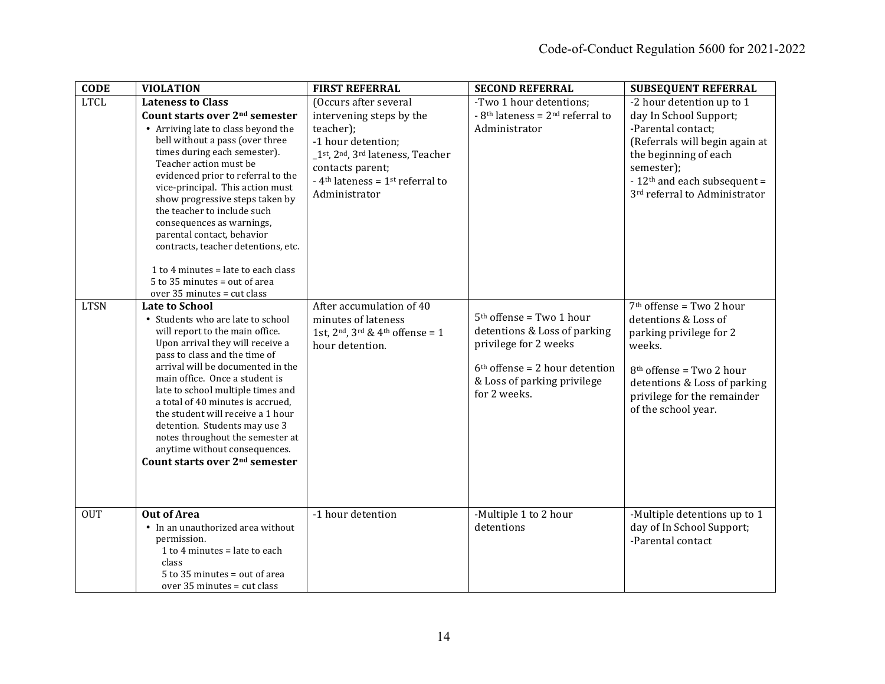| CODE | VIOLATION | FIRST REFERRAL | SECOND REFERRAL | SUBSEQUENT REFERRAL |
|---|---|---|---|---|
| LTCL | **Lateness to Class**<br>**Count starts over 2nd semester**<br>• Arriving late to class beyond the bell without a pass (over three times during each semester). Teacher action must be evidenced prior to referral to the vice-principal. This action must show progressive steps taken by the teacher to include such consequences as warnings, parental contact, behavior contracts, teacher detentions, etc.<br><br>1 to 4 minutes = late to each class<br>5 to 35 minutes = out of area<br>over 35 minutes = cut class | (Occurs after several intervening steps by the teacher);<br>-1 hour detention;<br>_1st, 2nd, 3rd lateness, Teacher contacts parent;<br>- 4th lateness = 1st referral to Administrator | -Two 1 hour detentions;<br>- 8th lateness = 2nd referral to Administrator | -2 hour detention up to 1 day In School Support;<br>-Parental contact;<br>(Referrals will begin again at the beginning of each semester);<br>- 12th and each subsequent = 3rd referral to Administrator |
| LTSN | **Late to School**<br>• Students who are late to school will report to the main office. Upon arrival they will receive a pass to class and the time of arrival will be documented in the main office. Once a student is late to school multiple times and a total of 40 minutes is accrued, the student will receive a 1 hour detention. Students may use 3 notes throughout the semester at anytime without consequences.<br>**Count starts over 2nd semester** | After accumulation of 40 minutes of lateness<br>1st, 2nd, 3rd & 4th offense = 1 hour detention. | 5th offense = Two 1 hour detentions & Loss of parking privilege for 2 weeks<br><br>6th offense = 2 hour detention & Loss of parking privilege for 2 weeks. | 7th offense = Two 2 hour detentions & Loss of parking privilege for 2 weeks.<br><br>8th offense = Two 2 hour detentions & Loss of parking privilege for the remainder of the school year. |
| OUT | **Out of Area**<br>• In an unauthorized area without permission.<br>1 to 4 minutes = late to each class<br>5 to 35 minutes = out of area<br>over 35 minutes = cut class | -1 hour detention | -Multiple 1 to 2 hour detentions | -Multiple detentions up to 1 day of In School Support;<br>-Parental contact |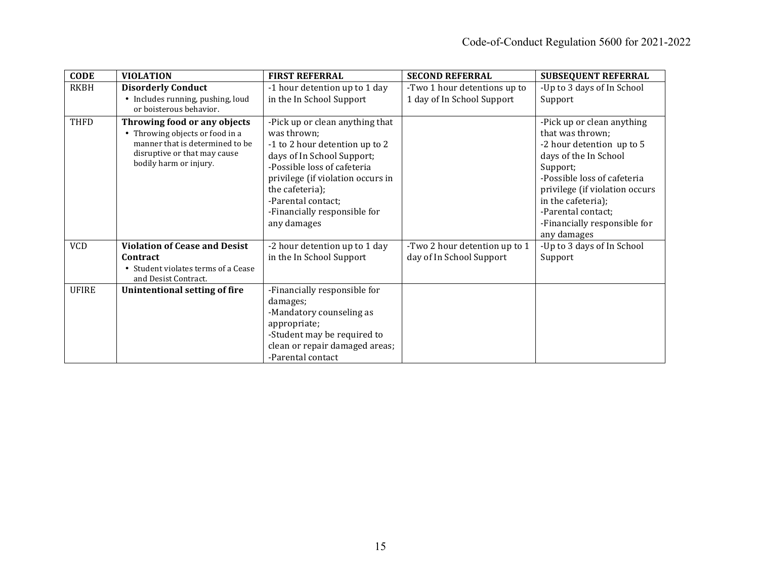| CODE | VIOLATION | FIRST REFERRAL | SECOND REFERRAL | SUBSEQUENT REFERRAL |
|---|---|---|---|---|
| RKBH | **Disorderly Conduct**<br>• Includes running, pushing, loud or boisterous behavior. | -1 hour detention up to 1 day in the In School Support | -Two 1 hour detentions up to 1 day of In School Support | -Up to 3 days of In School Support |
| THFD | **Throwing food or any objects**<br>• Throwing objects or food in a manner that is determined to be disruptive or that may cause bodily harm or injury. | -Pick up or clean anything that was thrown;<br>-1 to 2 hour detention up to 2 days of In School Support;<br>-Possible loss of cafeteria privilege (if violation occurs in the cafeteria);<br>-Parental contact;<br>-Financially responsible for any damages | | -Pick up or clean anything that was thrown;<br>-2 hour detention up to 5 days of the In School Support;<br>-Possible loss of cafeteria privilege (if violation occurs in the cafeteria);<br>-Parental contact;<br>-Financially responsible for any damages |
| VCD | **Violation of Cease and Desist Contract**<br>• Student violates terms of a Cease and Desist Contract. | -2 hour detention up to 1 day in the In School Support | -Two 2 hour detention up to 1 day of In School Support | -Up to 3 days of In School Support |
| UFIRE | **Unintentional setting of fire** | -Financially responsible for damages;<br>-Mandatory counseling as appropriate;<br>-Student may be required to clean or repair damaged areas;<br>-Parental contact | | |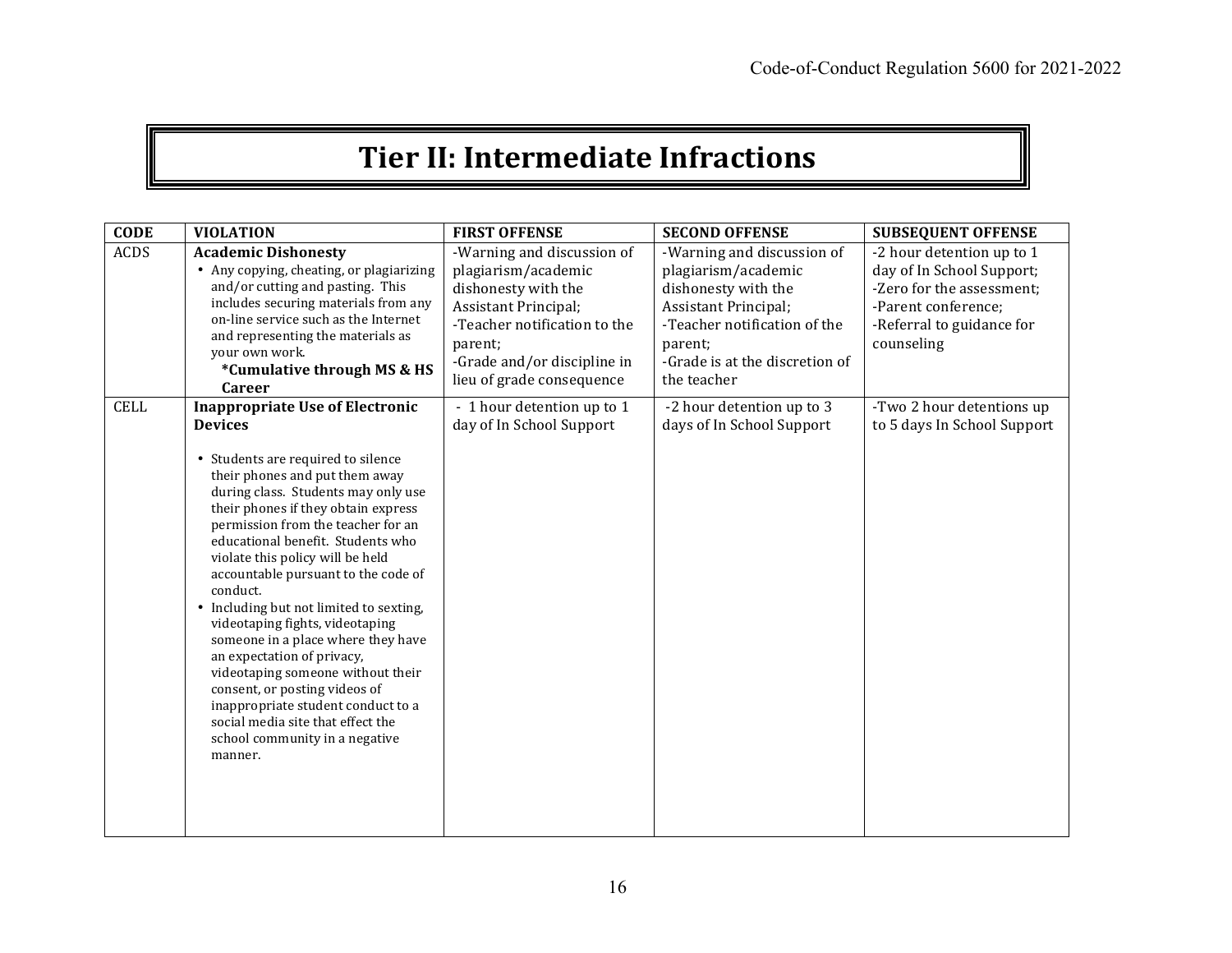# Tier II: Intermediate Infractions

| CODE | VIOLATION | FIRST OFFENSE | SECOND OFFENSE | SUBSEQUENT OFFENSE |
|---|---|---|---|---|
| ACDS | **Academic Dishonesty**<br>• Any copying, cheating, or plagiarizing and/or cutting and pasting. This includes securing materials from any on-line service such as the Internet and representing the materials as your own work.<br>**\*Cumulative through MS & HS Career** | -Warning and discussion of plagiarism/academic dishonesty with the Assistant Principal;<br>-Teacher notification to the parent;<br>-Grade and/or discipline in lieu of grade consequence | -Warning and discussion of plagiarism/academic dishonesty with the Assistant Principal;<br>-Teacher notification of the parent;<br>-Grade is at the discretion of the teacher | -2 hour detention up to 1 day of In School Support;<br>-Zero for the assessment;<br>-Parent conference;<br>-Referral to guidance for counseling |
| CELL | **Inappropriate Use of Electronic Devices**<br>• Students are required to silence their phones and put them away during class. Students may only use their phones if they obtain express permission from the teacher for an educational benefit. Students who violate this policy will be held accountable pursuant to the code of conduct.<br>• Including but not limited to sexting, videotaping fights, videotaping someone in a place where they have an expectation of privacy, videotaping someone without their consent, or posting videos of inappropriate student conduct to a social media site that effect the school community in a negative manner. | - 1 hour detention up to 1 day of In School Support | -2 hour detention up to 3 days of In School Support | -Two 2 hour detentions up to 5 days In School Support |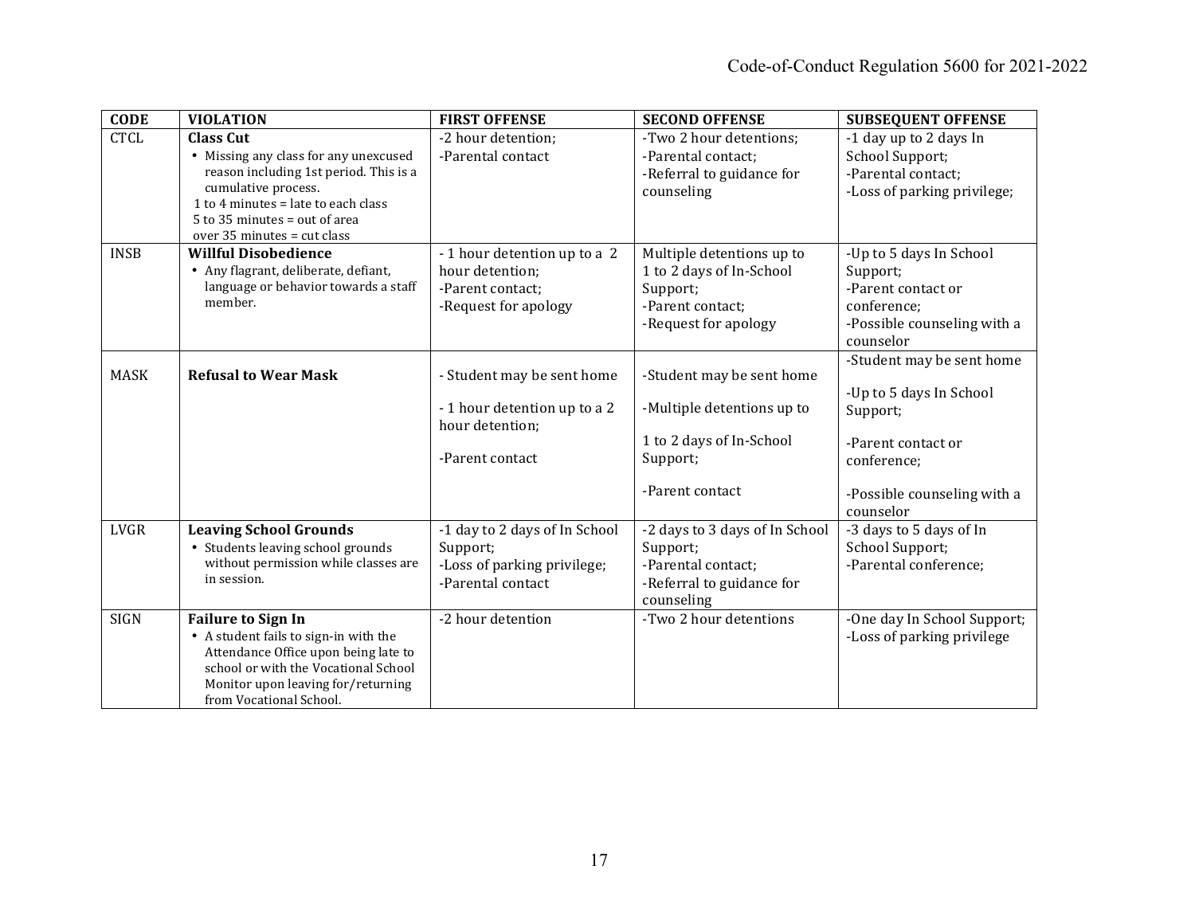| CODE | VIOLATION | FIRST OFFENSE | SECOND OFFENSE | SUBSEQUENT OFFENSE |
|---|---|---|---|---|
| CTCL | **Class Cut**<br>• Missing any class for any unexcused reason including 1st period. This is a cumulative process.<br>1 to 4 minutes = late to each class<br>5 to 35 minutes = out of area<br>over 35 minutes = cut class | -2 hour detention;<br>-Parental contact | -Two 2 hour detentions;<br>-Parental contact;<br>-Referral to guidance for counseling | -1 day up to 2 days In School Support;<br>-Parental contact;<br>-Loss of parking privilege; |
| INSB | **Willful Disobedience**<br>• Any flagrant, deliberate, defiant, language or behavior towards a staff member. | - 1 hour detention up to a 2 hour detention;<br>-Parent contact;<br>-Request for apology | Multiple detentions up to 1 to 2 days of In-School Support;<br>-Parent contact;<br>-Request for apology | -Up to 5 days In School Support;<br>-Parent contact or conference;<br>-Possible counseling with a counselor |
| MASK | **Refusal to Wear Mask** | - Student may be sent home<br>- 1 hour detention up to a 2 hour detention;<br>-Parent contact | -Student may be sent home<br>-Multiple detentions up to 1 to 2 days of In-School Support;<br>-Parent contact | -Student may be sent home<br>-Up to 5 days In School Support;<br>-Parent contact or conference;<br>-Possible counseling with a counselor |
| LVGR | **Leaving School Grounds**<br>• Students leaving school grounds without permission while classes are in session. | -1 day to 2 days of In School Support;<br>-Loss of parking privilege;<br>-Parental contact | -2 days to 3 days of In School Support;<br>-Parental contact;<br>-Referral to guidance for counseling | -3 days to 5 days of In School Support;<br>-Parental conference; |
| SIGN | **Failure to Sign In**<br>• A student fails to sign-in with the Attendance Office upon being late to school or with the Vocational School Monitor upon leaving for/returning from Vocational School. | -2 hour detention | -Two 2 hour detentions | -One day In School Support;<br>-Loss of parking privilege |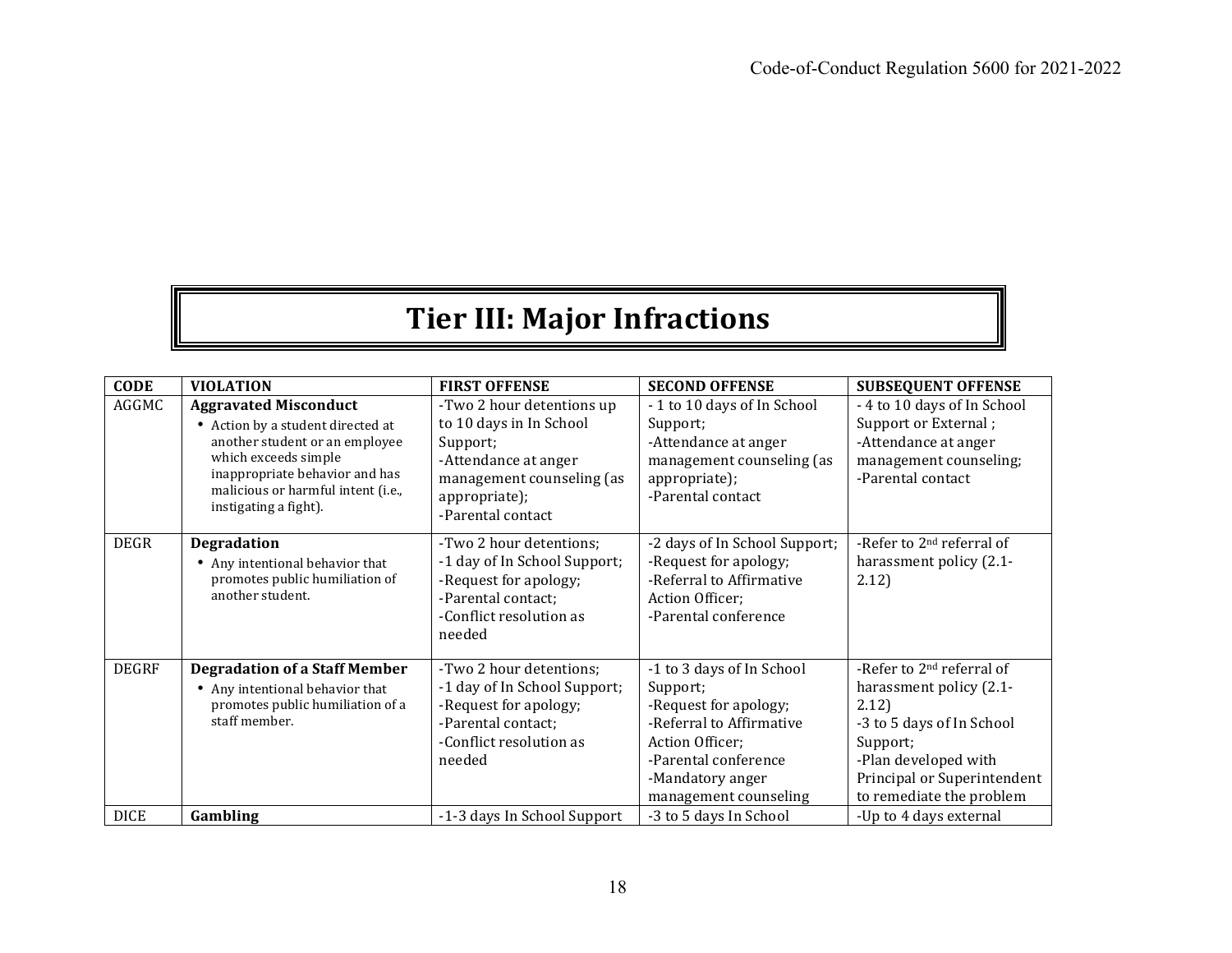# Tier III: Major Infractions

| CODE | VIOLATION | FIRST OFFENSE | SECOND OFFENSE | SUBSEQUENT OFFENSE |
|---|---|---|---|---|
| AGGMC | **Aggravated Misconduct**<br>• Action by a student directed at another student or an employee which exceeds simple inappropriate behavior and has malicious or harmful intent (i.e., instigating a fight). | -Two 2 hour detentions up to 10 days in In School Support;<br>-Attendance at anger management counseling (as appropriate);<br>-Parental contact | - 1 to 10 days of In School Support;<br>-Attendance at anger management counseling (as appropriate);<br>-Parental contact | - 4 to 10 days of In School Support or External ;<br>-Attendance at anger management counseling;<br>-Parental contact |
| DEGR | **Degradation**<br>• Any intentional behavior that promotes public humiliation of another student. | -Two 2 hour detentions;<br>-1 day of In School Support;<br>-Request for apology;<br>-Parental contact;<br>-Conflict resolution as needed | -2 days of In School Support;<br>-Request for apology;<br>-Referral to Affirmative Action Officer;<br>-Parental conference | -Refer to 2nd referral of harassment policy (2.1-2.12) |
| DEGRF | **Degradation of a Staff Member**<br>• Any intentional behavior that promotes public humiliation of a staff member. | -Two 2 hour detentions;<br>-1 day of In School Support;<br>-Request for apology;<br>-Parental contact;<br>-Conflict resolution as needed | -1 to 3 days of In School Support;<br>-Request for apology;<br>-Referral to Affirmative Action Officer;<br>-Parental conference<br>-Mandatory anger management counseling | -Refer to 2nd referral of harassment policy (2.1-2.12)<br>-3 to 5 days of In School Support;<br>-Plan developed with Principal or Superintendent to remediate the problem |
| DICE | **Gambling** | -1-3 days In School Support | -3 to 5 days In School | -Up to 4 days external |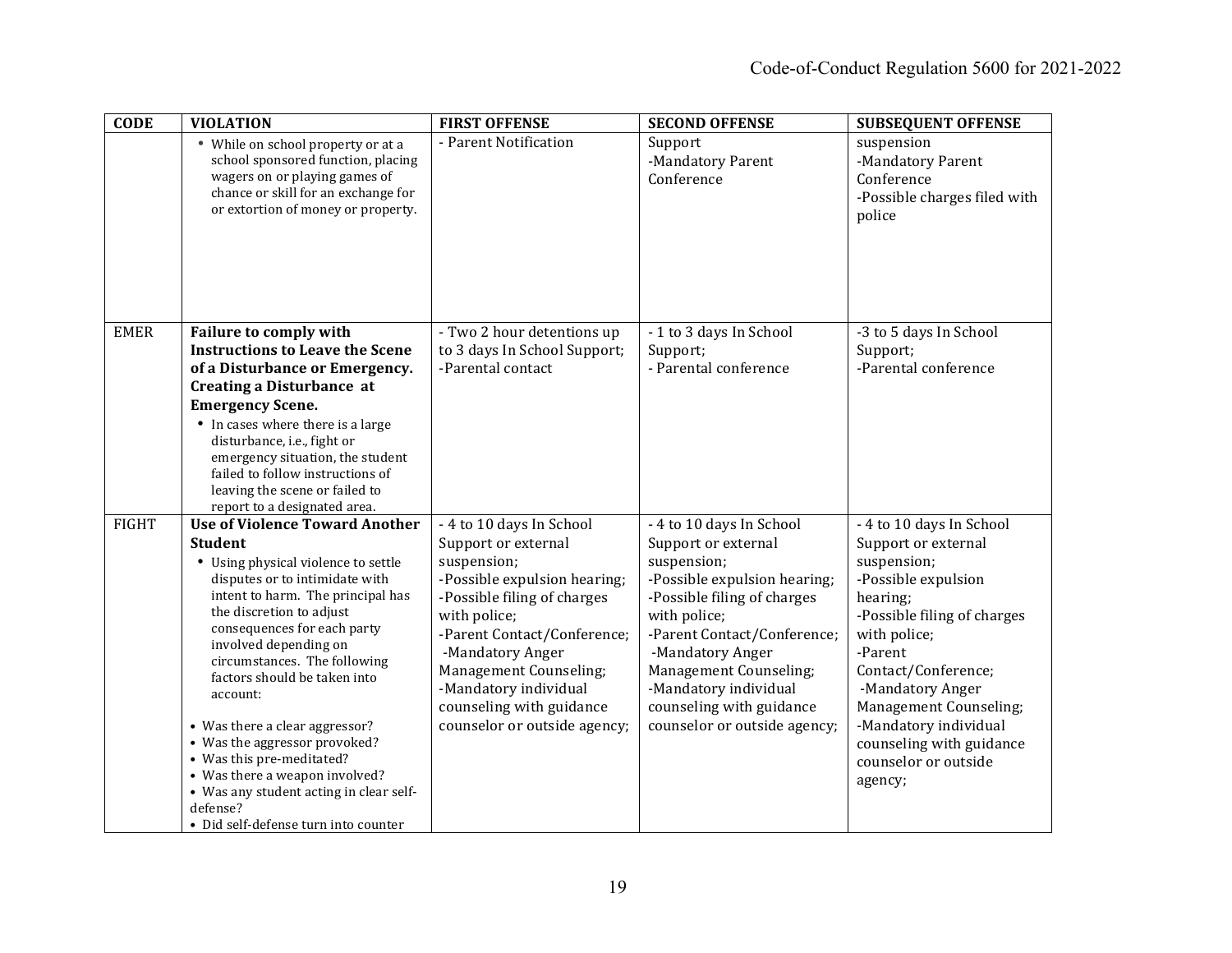| CODE | VIOLATION | FIRST OFFENSE | SECOND OFFENSE | SUBSEQUENT OFFENSE |
|---|---|---|---|---|
| | • While on school property or at a school sponsored function, placing wagers on or playing games of chance or skill for an exchange for or extortion of money or property. | - Parent Notification | Support<br>-Mandatory Parent Conference | suspension<br>-Mandatory Parent Conference<br>-Possible charges filed with police |
| EMER | **Failure to comply with Instructions to Leave the Scene of a Disturbance or Emergency. Creating a Disturbance at Emergency Scene.**<br>• In cases where there is a large disturbance, i.e., fight or emergency situation, the student failed to follow instructions of leaving the scene or failed to report to a designated area. | - Two 2 hour detentions up to 3 days In School Support;<br>-Parental contact | - 1 to 3 days In School Support;<br>- Parental conference | -3 to 5 days In School Support;<br>-Parental conference |
| FIGHT | **Use of Violence Toward Another Student**<br>• Using physical violence to settle disputes or to intimidate with intent to harm. The principal has the discretion to adjust consequences for each party involved depending on circumstances. The following factors should be taken into account:<br><br>• Was there a clear aggressor?<br>• Was the aggressor provoked?<br>• Was this pre-meditated?<br>• Was there a weapon involved?<br>• Was any student acting in clear self-defense?<br>• Did self-defense turn into counter | - 4 to 10 days In School Support or external suspension;<br>-Possible expulsion hearing;<br>-Possible filing of charges with police;<br>-Parent Contact/Conference;<br>-Mandatory Anger Management Counseling;<br>-Mandatory individual counseling with guidance counselor or outside agency; | - 4 to 10 days In School Support or external suspension;<br>-Possible expulsion hearing;<br>-Possible filing of charges with police;<br>-Parent Contact/Conference;<br>-Mandatory Anger Management Counseling;<br>-Mandatory individual counseling with guidance counselor or outside agency; | - 4 to 10 days In School Support or external suspension;<br>-Possible expulsion hearing;<br>-Possible filing of charges with police;<br>-Parent Contact/Conference;<br>-Mandatory Anger Management Counseling;<br>-Mandatory individual counseling with guidance counselor or outside agency; |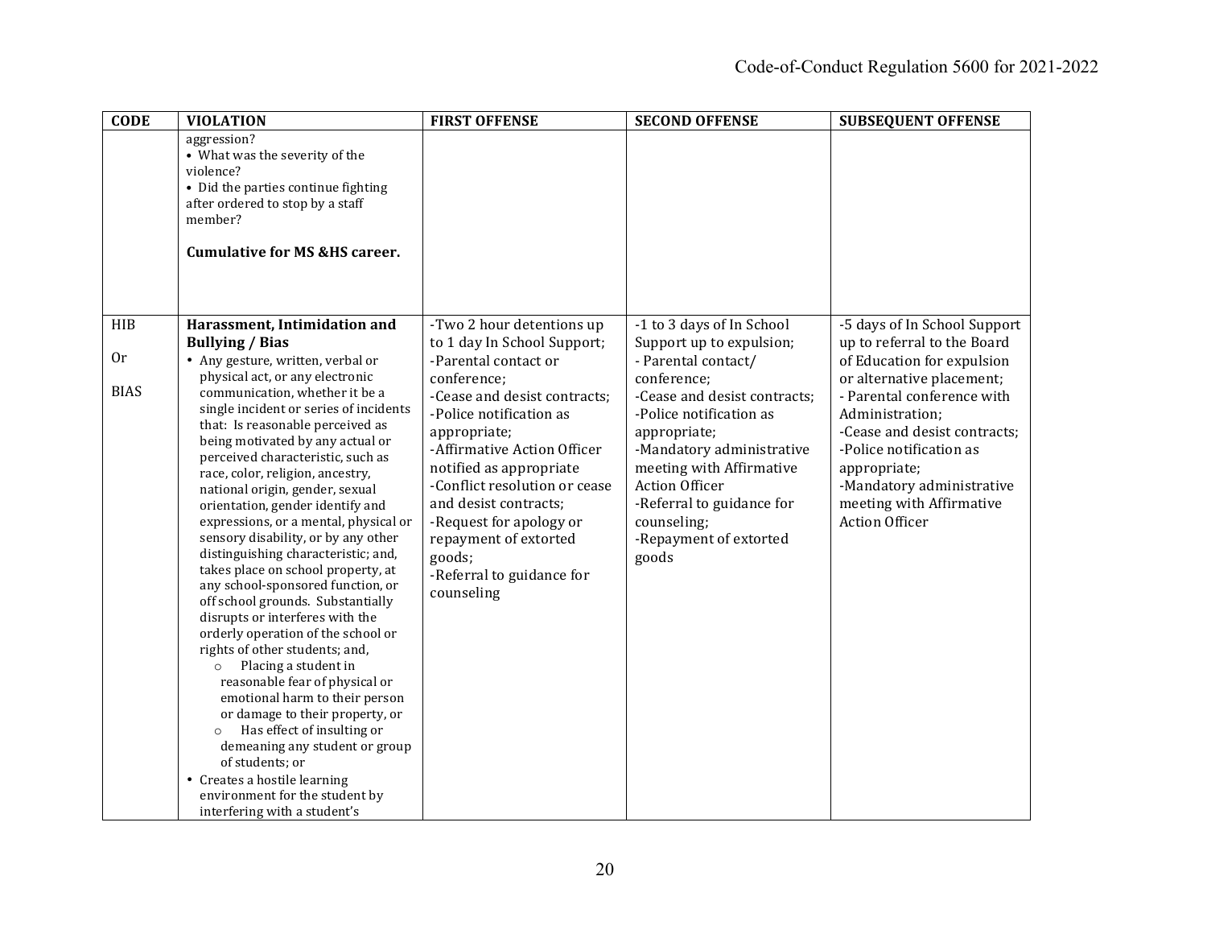| CODE | VIOLATION | FIRST OFFENSE | SECOND OFFENSE | SUBSEQUENT OFFENSE |
|---|---|---|---|---|
| | aggression?<br>• What was the severity of the violence?<br>• Did the parties continue fighting after ordered to stop by a staff member?<br><br>**Cumulative for MS &HS career.** | | | |
| HIB<br><br>Or<br><br>BIAS | **Harassment, Intimidation and Bullying / Bias**<br>• Any gesture, written, verbal or physical act, or any electronic communication, whether it be a single incident or series of incidents that: Is reasonable perceived as being motivated by any actual or perceived characteristic, such as race, color, religion, ancestry, national origin, gender, sexual orientation, gender identify and expressions, or a mental, physical or sensory disability, or by any other distinguishing characteristic; and, takes place on school property, at any school-sponsored function, or off school grounds. Substantially disrupts or interferes with the orderly operation of the school or rights of other students; and,<br>&nbsp;&nbsp;&nbsp;&nbsp;○ Placing a student in reasonable fear of physical or emotional harm to their person or damage to their property, or<br>&nbsp;&nbsp;&nbsp;&nbsp;○ Has effect of insulting or demeaning any student or group of students; or<br>• Creates a hostile learning environment for the student by interfering with a student's | -Two 2 hour detentions up to 1 day In School Support;<br>-Parental contact or conference;<br>-Cease and desist contracts;<br>-Police notification as appropriate;<br>-Affirmative Action Officer notified as appropriate<br>-Conflict resolution or cease and desist contracts;<br>-Request for apology or repayment of extorted goods;<br>-Referral to guidance for counseling | -1 to 3 days of In School Support up to expulsion;<br>- Parental contact/ conference;<br>-Cease and desist contracts;<br>-Police notification as appropriate;<br>-Mandatory administrative meeting with Affirmative Action Officer<br>-Referral to guidance for counseling;<br>-Repayment of extorted goods | -5 days of In School Support up to referral to the Board of Education for expulsion or alternative placement;<br>- Parental conference with Administration;<br>-Cease and desist contracts;<br>-Police notification as appropriate;<br>-Mandatory administrative meeting with Affirmative Action Officer |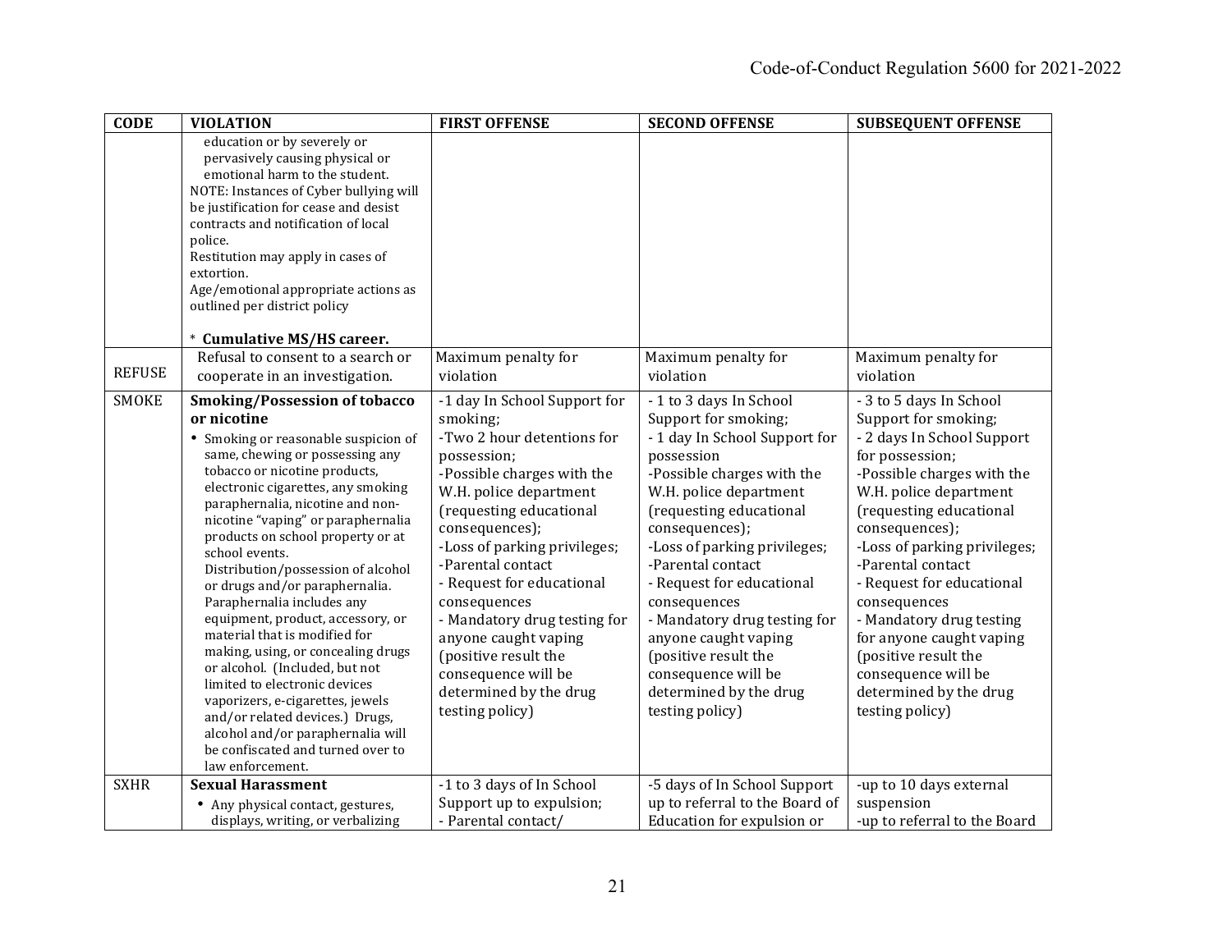| CODE | VIOLATION | FIRST OFFENSE | SECOND OFFENSE | SUBSEQUENT OFFENSE |
|---|---|---|---|---|
| | education or by severely or pervasively causing physical or emotional harm to the student.<br>NOTE: Instances of Cyber bullying will be justification for cease and desist contracts and notification of local police.<br>Restitution may apply in cases of extortion.<br>Age/emotional appropriate actions as outlined per district policy<br><br>* **Cumulative MS/HS career.** | | | |
| REFUSE | Refusal to consent to a search or cooperate in an investigation. | Maximum penalty for violation | Maximum penalty for violation | Maximum penalty for violation |
| SMOKE | **Smoking/Possession of tobacco or nicotine**<br>• Smoking or reasonable suspicion of same, chewing or possessing any tobacco or nicotine products, electronic cigarettes, any smoking paraphernalia, nicotine and non-nicotine "vaping" or paraphernalia products on school property or at school events.<br>Distribution/possession of alcohol or drugs and/or paraphernalia. Paraphernalia includes any equipment, product, accessory, or material that is modified for making, using, or concealing drugs or alcohol. (Included, but not limited to electronic devices vaporizers, e-cigarettes, jewels and/or related devices.) Drugs, alcohol and/or paraphernalia will be confiscated and turned over to law enforcement. | -1 day In School Support for smoking;<br>-Two 2 hour detentions for possession;<br>-Possible charges with the W.H. police department (requesting educational consequences);<br>-Loss of parking privileges;<br>-Parental contact<br>- Request for educational consequences<br>- Mandatory drug testing for anyone caught vaping (positive result the consequence will be determined by the drug testing policy) | - 1 to 3 days In School Support for smoking;<br>- 1 day In School Support for possession<br>-Possible charges with the W.H. police department (requesting educational consequences);<br>-Loss of parking privileges;<br>-Parental contact<br>- Request for educational consequences<br>- Mandatory drug testing for anyone caught vaping (positive result the consequence will be determined by the drug testing policy) | - 3 to 5 days In School Support for smoking;<br>- 2 days In School Support for possession;<br>-Possible charges with the W.H. police department (requesting educational consequences);<br>-Loss of parking privileges;<br>-Parental contact<br>- Request for educational consequences<br>- Mandatory drug testing for anyone caught vaping (positive result the consequence will be determined by the drug testing policy) |
| SXHR | **Sexual Harassment**<br>• Any physical contact, gestures, displays, writing, or verbalizing | -1 to 3 days of In School Support up to expulsion;<br>- Parental contact/ | -5 days of In School Support up to referral to the Board of Education for expulsion or | -up to 10 days external suspension<br>-up to referral to the Board |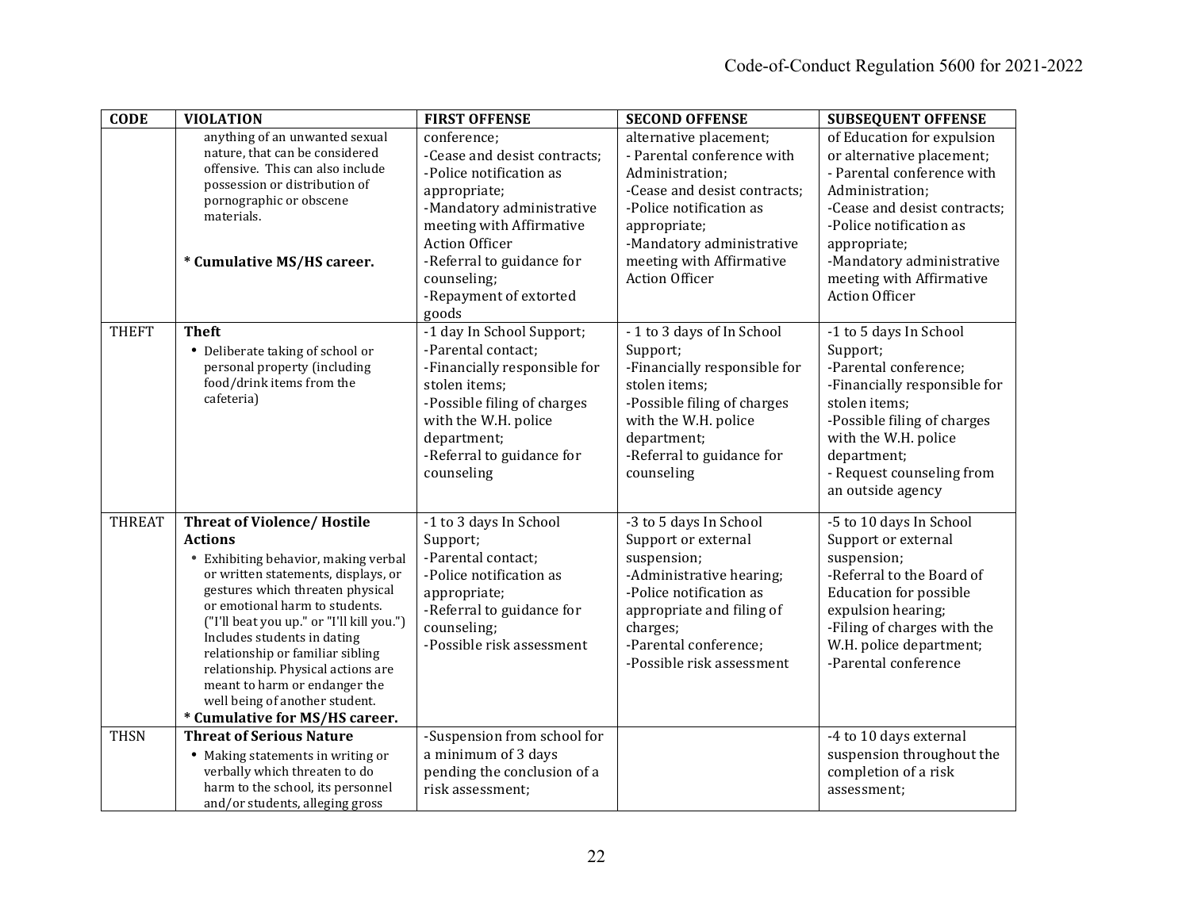| CODE | VIOLATION | FIRST OFFENSE | SECOND OFFENSE | SUBSEQUENT OFFENSE |
|---|---|---|---|---|
| | anything of an unwanted sexual nature, that can be considered offensive. This can also include possession or distribution of pornographic or obscene materials.<br><br>**\* Cumulative MS/HS career.** | conference;<br>-Cease and desist contracts;<br>-Police notification as appropriate;<br>-Mandatory administrative meeting with Affirmative Action Officer<br>-Referral to guidance for counseling;<br>-Repayment of extorted goods | alternative placement;<br>- Parental conference with Administration;<br>-Cease and desist contracts;<br>-Police notification as appropriate;<br>-Mandatory administrative meeting with Affirmative Action Officer | of Education for expulsion or alternative placement;<br>- Parental conference with Administration;<br>-Cease and desist contracts;<br>-Police notification as appropriate;<br>-Mandatory administrative meeting with Affirmative Action Officer |
| THEFT | **Theft**<br>• Deliberate taking of school or personal property (including food/drink items from the cafeteria) | -1 day In School Support;<br>-Parental contact;<br>-Financially responsible for stolen items;<br>-Possible filing of charges with the W.H. police department;<br>-Referral to guidance for counseling | - 1 to 3 days of In School Support;<br>-Financially responsible for stolen items;<br>-Possible filing of charges with the W.H. police department;<br>-Referral to guidance for counseling | -1 to 5 days In School Support;<br>-Parental conference;<br>-Financially responsible for stolen items;<br>-Possible filing of charges with the W.H. police department;<br>- Request counseling from an outside agency |
| THREAT | **Threat of Violence/ Hostile Actions**<br>• Exhibiting behavior, making verbal or written statements, displays, or gestures which threaten physical or emotional harm to students. ("I'll beat you up." or "I'll kill you.") Includes students in dating relationship or familiar sibling relationship. Physical actions are meant to harm or endanger the well being of another student.<br>**\* Cumulative for MS/HS career.** | -1 to 3 days In School Support;<br>-Parental contact;<br>-Police notification as appropriate;<br>-Referral to guidance for counseling;<br>-Possible risk assessment | -3 to 5 days In School Support or external suspension;<br>-Administrative hearing;<br>-Police notification as appropriate and filing of charges;<br>-Parental conference;<br>-Possible risk assessment | -5 to 10 days In School Support or external suspension;<br>-Referral to the Board of Education for possible expulsion hearing;<br>-Filing of charges with the W.H. police department;<br>-Parental conference |
| THSN | **Threat of Serious Nature**<br>• Making statements in writing or verbally which threaten to do harm to the school, its personnel and/or students, alleging gross | -Suspension from school for a minimum of 3 days pending the conclusion of a risk assessment; | | -4 to 10 days external suspension throughout the completion of a risk assessment; |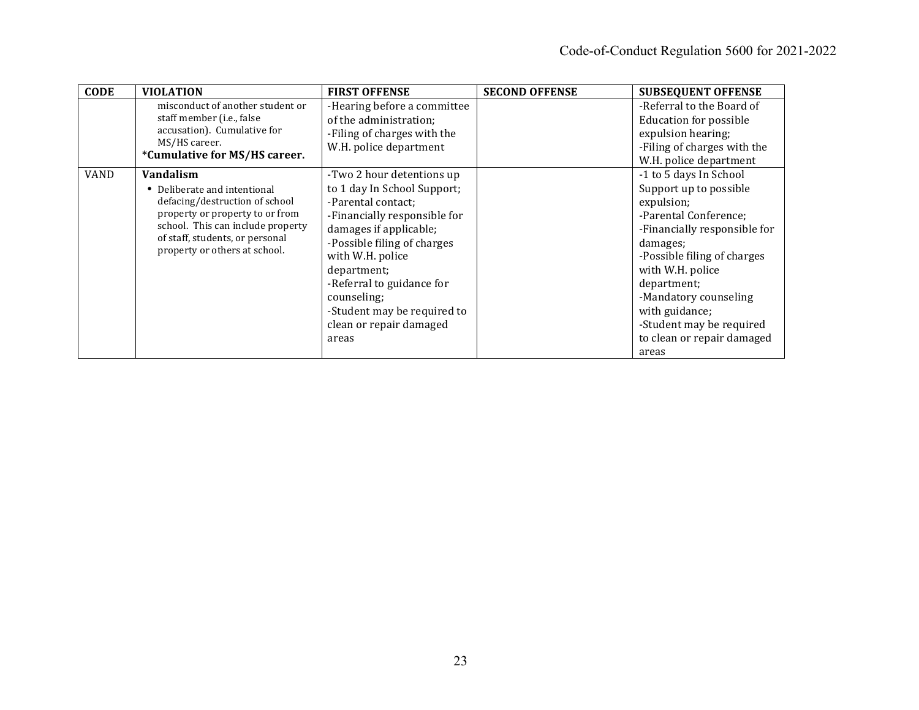| CODE | VIOLATION | FIRST OFFENSE | SECOND OFFENSE | SUBSEQUENT OFFENSE |
|---|---|---|---|---|
| | misconduct of another student or staff member (i.e., false accusation). Cumulative for MS/HS career.<br>**\*Cumulative for MS/HS career.** | -Hearing before a committee of the administration;<br>-Filing of charges with the W.H. police department | | -Referral to the Board of Education for possible expulsion hearing;<br>-Filing of charges with the W.H. police department |
| VAND | **Vandalism**<br>• Deliberate and intentional defacing/destruction of school property or property to or from school. This can include property of staff, students, or personal property or others at school. | -Two 2 hour detentions up to 1 day In School Support;<br>-Parental contact;<br>-Financially responsible for damages if applicable;<br>-Possible filing of charges with W.H. police department;<br>-Referral to guidance for counseling;<br>-Student may be required to clean or repair damaged areas | | -1 to 5 days In School Support up to possible expulsion;<br>-Parental Conference;<br>-Financially responsible for damages;<br>-Possible filing of charges with W.H. police department;<br>-Mandatory counseling with guidance;<br>-Student may be required to clean or repair damaged areas |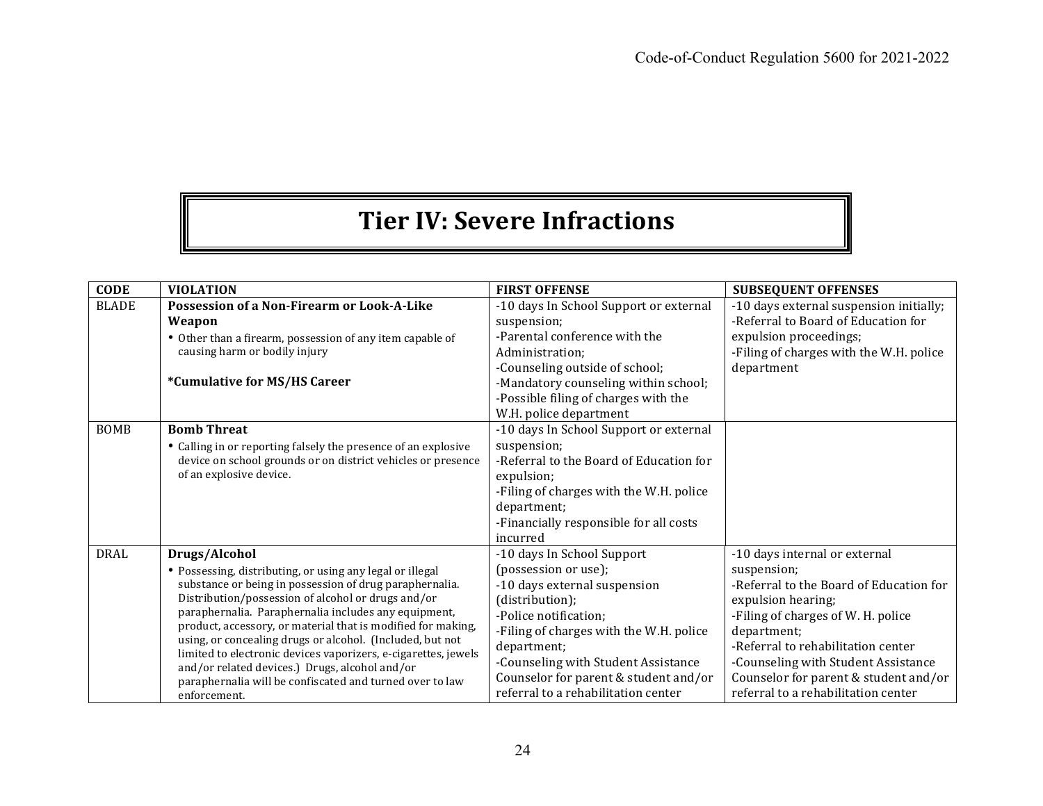# Tier IV: Severe Infractions

| CODE | VIOLATION | FIRST OFFENSE | SUBSEQUENT OFFENSES |
|---|---|---|---|
| BLADE | **Possession of a Non-Firearm or Look-A-Like Weapon**<br>• Other than a firearm, possession of any item capable of causing harm or bodily injury<br><br>**\*Cumulative for MS/HS Career** | -10 days In School Support or external suspension;<br>-Parental conference with the Administration;<br>-Counseling outside of school;<br>-Mandatory counseling within school;<br>-Possible filing of charges with the W.H. police department | -10 days external suspension initially;<br>-Referral to Board of Education for expulsion proceedings;<br>-Filing of charges with the W.H. police department |
| BOMB | **Bomb Threat**<br>• Calling in or reporting falsely the presence of an explosive device on school grounds or on district vehicles or presence of an explosive device. | -10 days In School Support or external suspension;<br>-Referral to the Board of Education for expulsion;<br>-Filing of charges with the W.H. police department;<br>-Financially responsible for all costs incurred | |
| DRAL | **Drugs/Alcohol**<br>• Possessing, distributing, or using any legal or illegal substance or being in possession of drug paraphernalia. Distribution/possession of alcohol or drugs and/or paraphernalia. Paraphernalia includes any equipment, product, accessory, or material that is modified for making, using, or concealing drugs or alcohol. (Included, but not limited to electronic devices vaporizers, e-cigarettes, jewels and/or related devices.) Drugs, alcohol and/or paraphernalia will be confiscated and turned over to law enforcement. | -10 days In School Support (possession or use);<br>-10 days external suspension (distribution);<br>-Police notification;<br>-Filing of charges with the W.H. police department;<br>-Counseling with Student Assistance Counselor for parent & student and/or referral to a rehabilitation center | -10 days internal or external suspension;<br>-Referral to the Board of Education for expulsion hearing;<br>-Filing of charges of W. H. police department;<br>-Referral to rehabilitation center<br>-Counseling with Student Assistance Counselor for parent & student and/or referral to a rehabilitation center |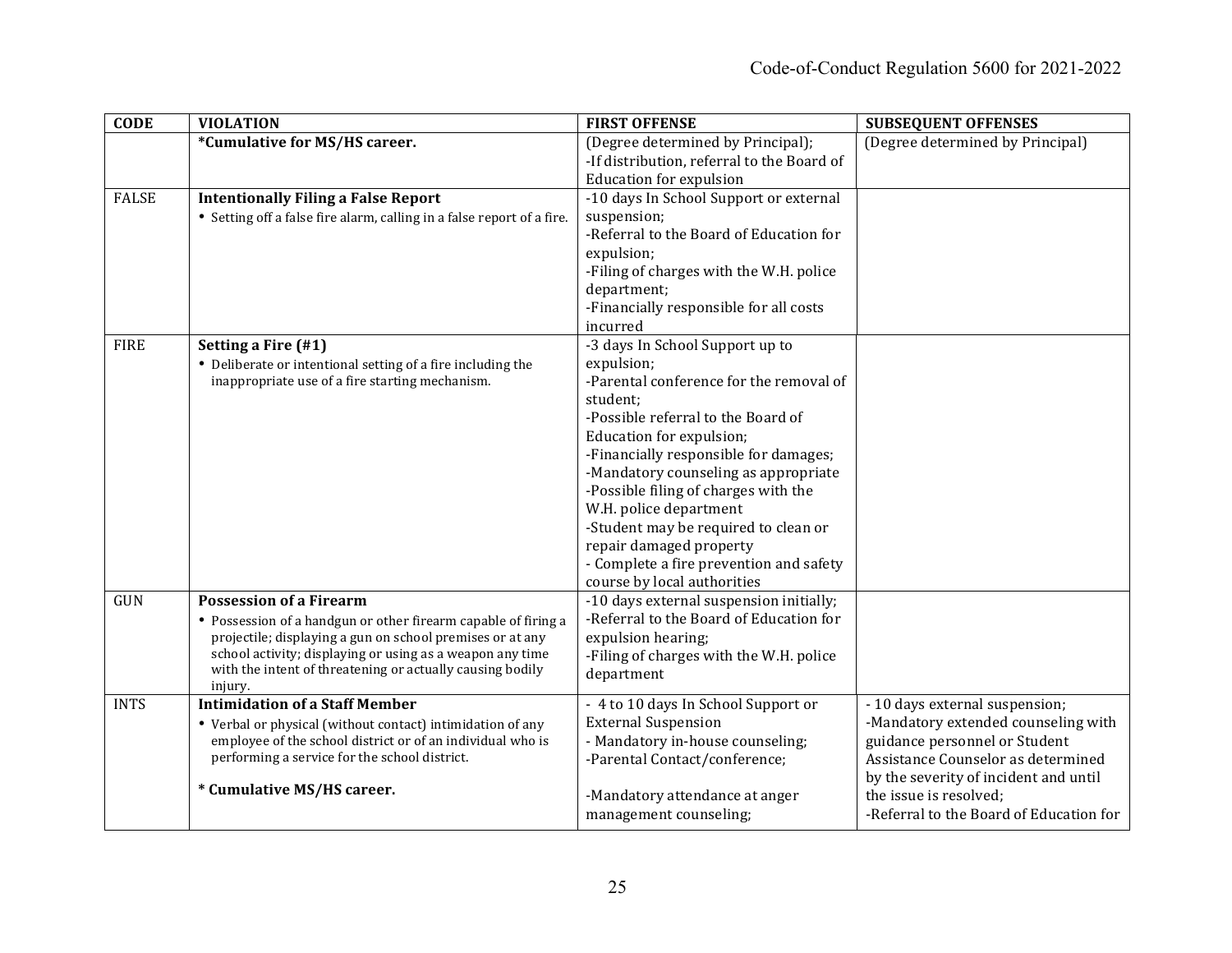| CODE | VIOLATION | FIRST OFFENSE | SUBSEQUENT OFFENSES |
|---|---|---|---|
| | ***Cumulative for MS/HS career.** | (Degree determined by Principal);<br>-If distribution, referral to the Board of Education for expulsion | (Degree determined by Principal) |
| FALSE | **Intentionally Filing a False Report**<br>• Setting off a false fire alarm, calling in a false report of a fire. | -10 days In School Support or external suspension;<br>-Referral to the Board of Education for expulsion;<br>-Filing of charges with the W.H. police department;<br>-Financially responsible for all costs incurred | |
| FIRE | **Setting a Fire (#1)**<br>• Deliberate or intentional setting of a fire including the inappropriate use of a fire starting mechanism. | -3 days In School Support up to expulsion;<br>-Parental conference for the removal of student;<br>-Possible referral to the Board of Education for expulsion;<br>-Financially responsible for damages;<br>-Mandatory counseling as appropriate<br>-Possible filing of charges with the W.H. police department<br>-Student may be required to clean or repair damaged property<br>- Complete a fire prevention and safety course by local authorities | |
| GUN | **Possession of a Firearm**<br>• Possession of a handgun or other firearm capable of firing a projectile; displaying a gun on school premises or at any school activity; displaying or using as a weapon any time with the intent of threatening or actually causing bodily injury. | -10 days external suspension initially;<br>-Referral to the Board of Education for expulsion hearing;<br>-Filing of charges with the W.H. police department | |
| INTS | **Intimidation of a Staff Member**<br>• Verbal or physical (without contact) intimidation of any employee of the school district or of an individual who is performing a service for the school district.<br><br>**\* Cumulative MS/HS career.** | - 4 to 10 days In School Support or External Suspension<br>- Mandatory in-house counseling;<br>-Parental Contact/conference;<br><br>-Mandatory attendance at anger management counseling; | - 10 days external suspension;<br>-Mandatory extended counseling with guidance personnel or Student Assistance Counselor as determined by the severity of incident and until the issue is resolved;<br>-Referral to the Board of Education for |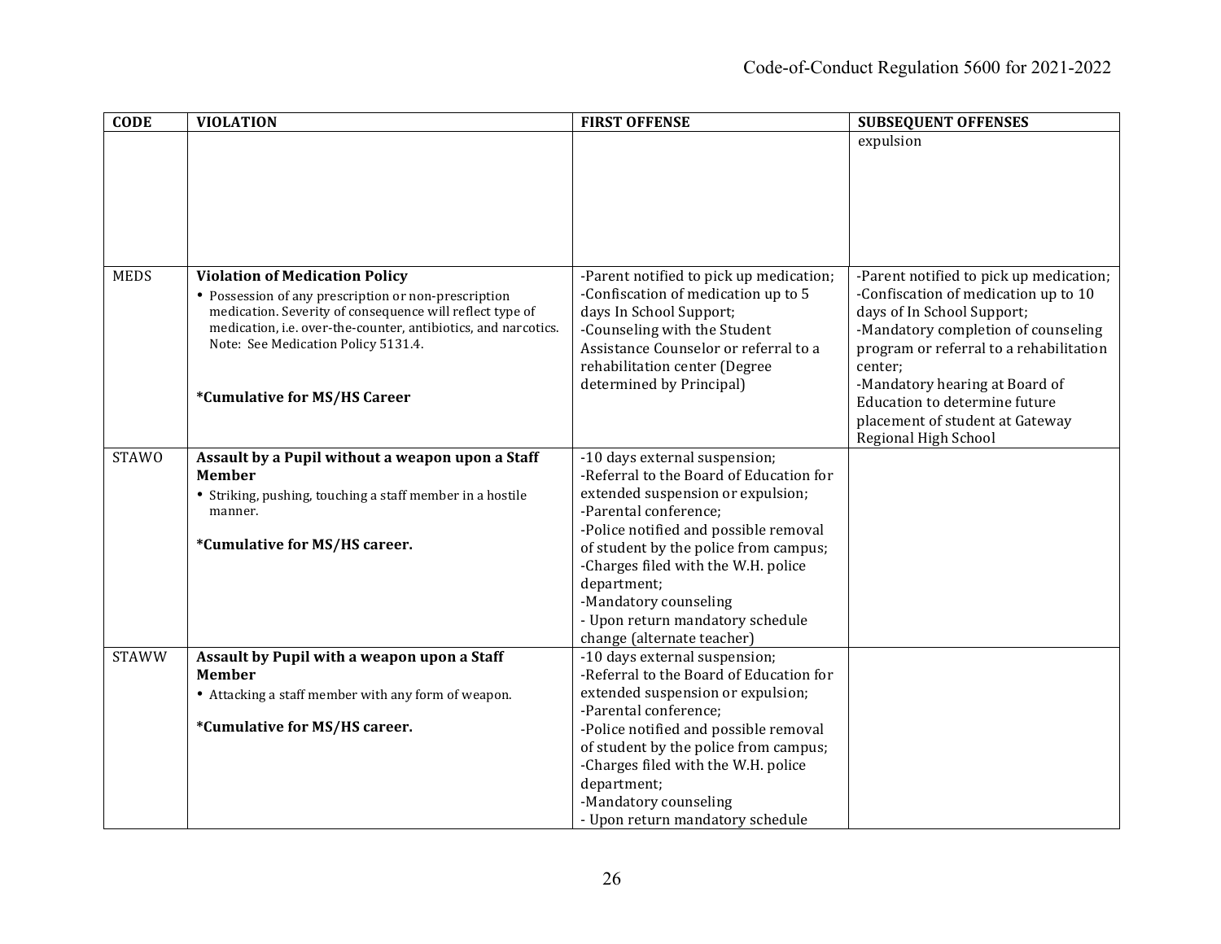| CODE | VIOLATION | FIRST OFFENSE | SUBSEQUENT OFFENSES |
|---|---|---|---|
| | | | expulsion |
| MEDS | **Violation of Medication Policy**<br>• Possession of any prescription or non-prescription medication. Severity of consequence will reflect type of medication, i.e. over-the-counter, antibiotics, and narcotics. Note: See Medication Policy 5131.4.<br><br>**\*Cumulative for MS/HS Career** | -Parent notified to pick up medication;<br>-Confiscation of medication up to 5 days In School Support;<br>-Counseling with the Student Assistance Counselor or referral to a rehabilitation center (Degree determined by Principal) | -Parent notified to pick up medication;<br>-Confiscation of medication up to 10 days of In School Support;<br>-Mandatory completion of counseling program or referral to a rehabilitation center;<br>-Mandatory hearing at Board of Education to determine future placement of student at Gateway Regional High School |
| STAWO | **Assault by a Pupil without a weapon upon a Staff Member**<br>• Striking, pushing, touching a staff member in a hostile manner.<br><br>**\*Cumulative for MS/HS career.** | -10 days external suspension;<br>-Referral to the Board of Education for extended suspension or expulsion;<br>-Parental conference;<br>-Police notified and possible removal of student by the police from campus;<br>-Charges filed with the W.H. police department;<br>-Mandatory counseling<br>- Upon return mandatory schedule change (alternate teacher) | |
| STAWW | **Assault by Pupil with a weapon upon a Staff Member**<br>• Attacking a staff member with any form of weapon.<br><br>**\*Cumulative for MS/HS career.** | -10 days external suspension;<br>-Referral to the Board of Education for extended suspension or expulsion;<br>-Parental conference;<br>-Police notified and possible removal of student by the police from campus;<br>-Charges filed with the W.H. police department;<br>-Mandatory counseling<br>- Upon return mandatory schedule | |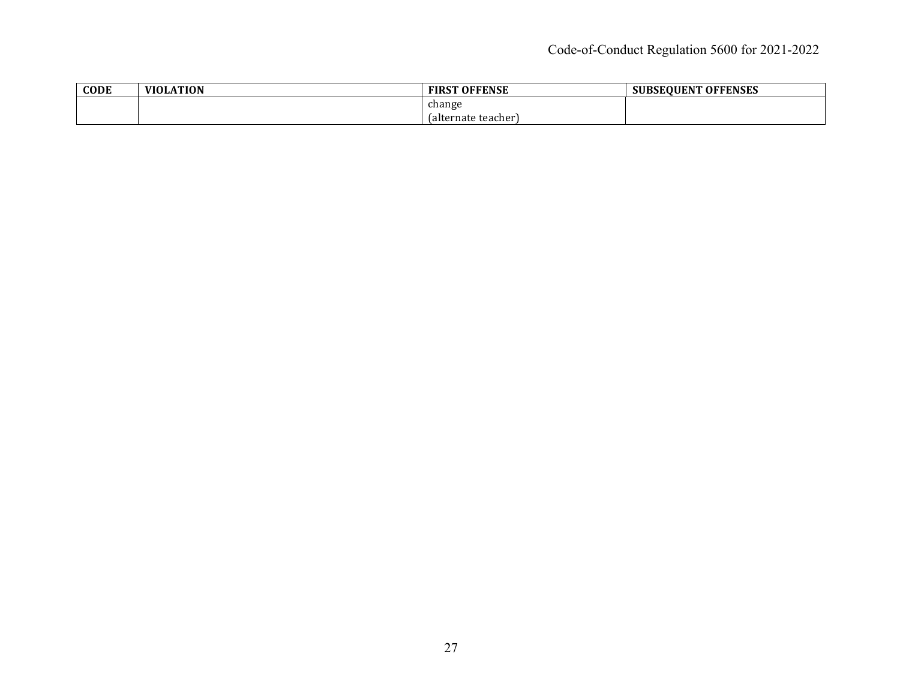| CODE | VIOLATION | FIRST OFFENSE | SUBSEQUENT OFFENSES |
| --- | --- | --- | --- |
| | | change<br>(alternate teacher) | |